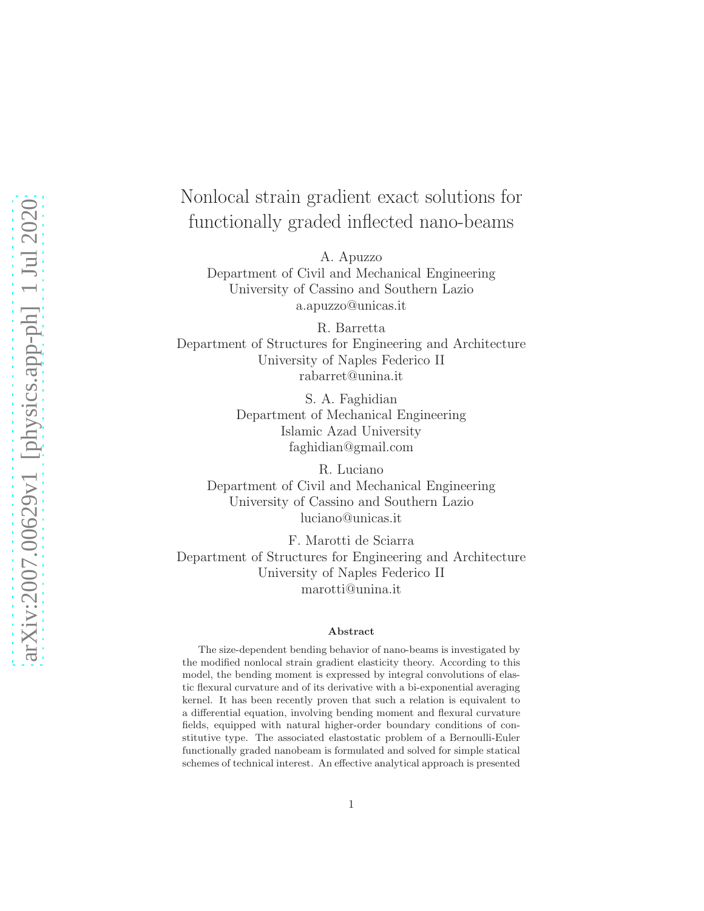# Nonlocal strain gradient exact solutions for functionally graded inflected nano-beams

A. Apuzzo
Department of Civil and Mechanical Engineering
University of Cassino and Southern Lazio
a.apuzzo@unicas.it

R. Barretta
Department of Structures for Engineering and Architecture
University of Naples Federico II
rabarret@unina.it

S. A. Faghidian
Department of Mechanical Engineering
Islamic Azad University
faghidian@gmail.com

R. Luciano
Department of Civil and Mechanical Engineering
University of Cassino and Southern Lazio
luciano@unicas.it

F. Marotti de Sciarra
Department of Structures for Engineering and Architecture
University of Naples Federico II
marotti@unina.it

### Abstract

The size-dependent bending behavior of nano-beams is investigated by the modified nonlocal strain gradient elasticity theory. According to this model, the bending moment is expressed by integral convolutions of elastic flexural curvature and of its derivative with a bi-exponential averaging kernel. It has been recently proven that such a relation is equivalent to a differential equation, involving bending moment and flexural curvature fields, equipped with natural higher-order boundary conditions of constitutive type. The associated elastostatic problem of a Bernoulli-Euler functionally graded nanobeam is formulated and solved for simple statical schemes of technical interest. An effective analytical approach is presented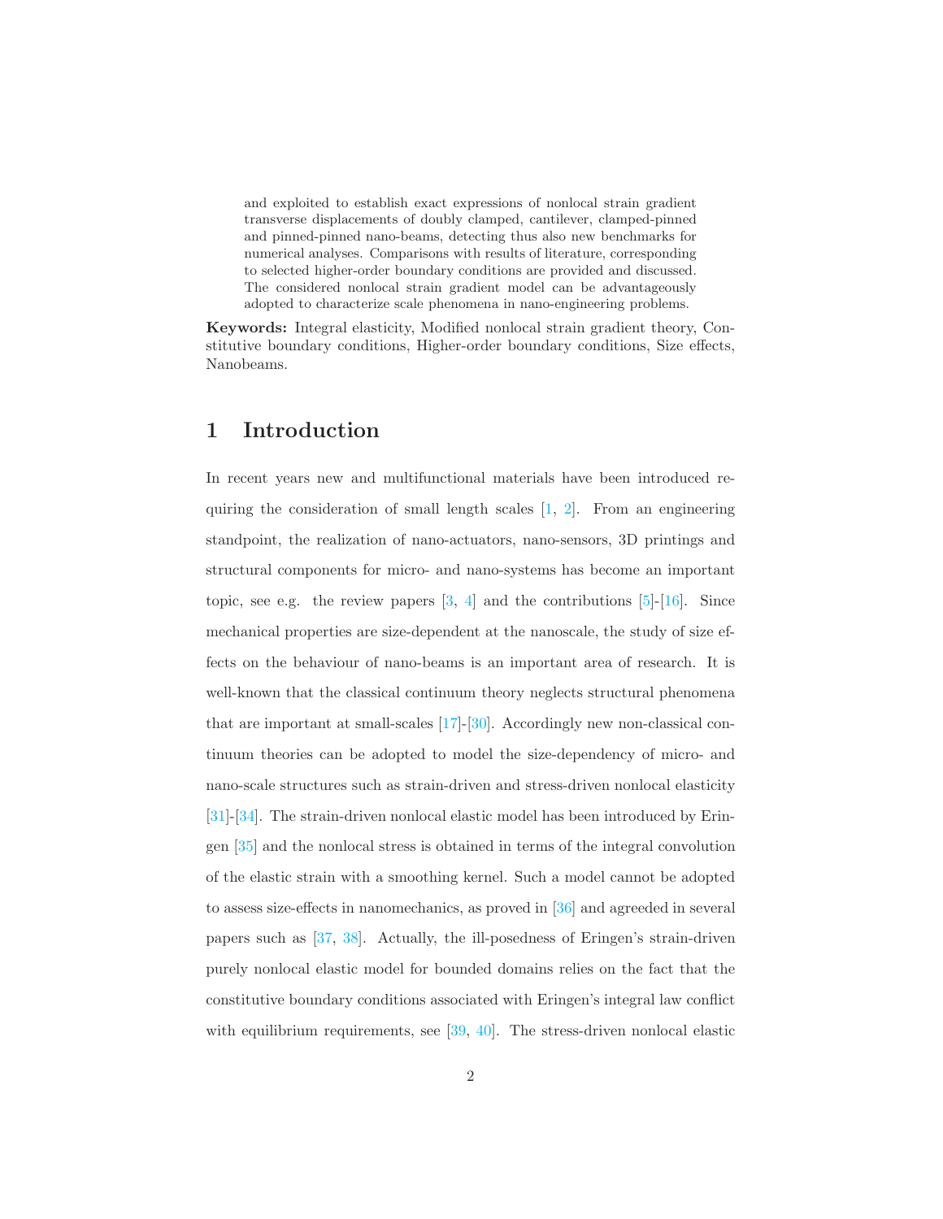and exploited to establish exact expressions of nonlocal strain gradient transverse displacements of doubly clamped, cantilever, clamped-pinned and pinned-pinned nano-beams, detecting thus also new benchmarks for numerical analyses. Comparisons with results of literature, corresponding to selected higher-order boundary conditions are provided and discussed. The considered nonlocal strain gradient model can be advantageously adopted to characterize scale phenomena in nano-engineering problems.

**Keywords:** Integral elasticity, Modified nonlocal strain gradient theory, Constitutive boundary conditions, Higher-order boundary conditions, Size effects, Nanobeams.

## 1 Introduction

In recent years new and multifunctional materials have been introduced requiring the consideration of small length scales [1, 2]. From an engineering standpoint, the realization of nano-actuators, nano-sensors, 3D printings and structural components for micro- and nano-systems has become an important topic, see e.g. the review papers [3, 4] and the contributions [5]-[16]. Since mechanical properties are size-dependent at the nanoscale, the study of size effects on the behaviour of nano-beams is an important area of research. It is well-known that the classical continuum theory neglects structural phenomena that are important at small-scales [17]-[30]. Accordingly new non-classical continuum theories can be adopted to model the size-dependency of micro- and nano-scale structures such as strain-driven and stress-driven nonlocal elasticity [31]-[34]. The strain-driven nonlocal elastic model has been introduced by Eringen [35] and the nonlocal stress is obtained in terms of the integral convolution of the elastic strain with a smoothing kernel. Such a model cannot be adopted to assess size-effects in nanomechanics, as proved in [36] and agreed in several papers such as [37, 38]. Actually, the ill-posedness of Eringen's strain-driven purely nonlocal elastic model for bounded domains relies on the fact that the constitutive boundary conditions associated with Eringen's integral law conflict with equilibrium requirements, see [39, 40]. The stress-driven nonlocal elastic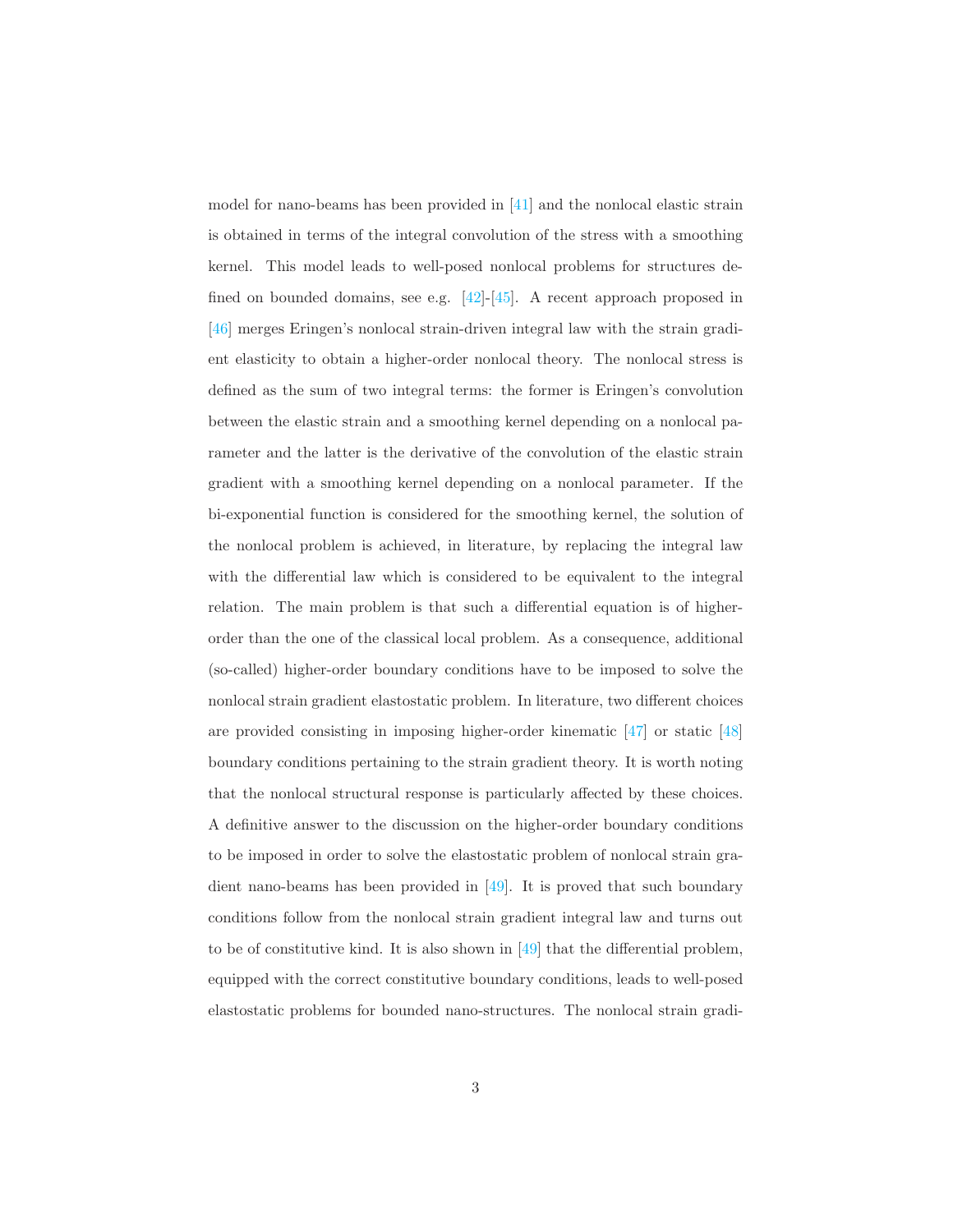model for nano-beams has been provided in [41] and the nonlocal elastic strain is obtained in terms of the integral convolution of the stress with a smoothing kernel. This model leads to well-posed nonlocal problems for structures defined on bounded domains, see e.g. [42]-[45]. A recent approach proposed in [46] merges Eringen's nonlocal strain-driven integral law with the strain gradient elasticity to obtain a higher-order nonlocal theory. The nonlocal stress is defined as the sum of two integral terms: the former is Eringen's convolution between the elastic strain and a smoothing kernel depending on a nonlocal parameter and the latter is the derivative of the convolution of the elastic strain gradient with a smoothing kernel depending on a nonlocal parameter. If the bi-exponential function is considered for the smoothing kernel, the solution of the nonlocal problem is achieved, in literature, by replacing the integral law with the differential law which is considered to be equivalent to the integral relation. The main problem is that such a differential equation is of higher-order than the one of the classical local problem. As a consequence, additional (so-called) higher-order boundary conditions have to be imposed to solve the nonlocal strain gradient elastostatic problem. In literature, two different choices are provided consisting in imposing higher-order kinematic [47] or static [48] boundary conditions pertaining to the strain gradient theory. It is worth noting that the nonlocal structural response is particularly affected by these choices. A definitive answer to the discussion on the higher-order boundary conditions to be imposed in order to solve the elastostatic problem of nonlocal strain gradient nano-beams has been provided in [49]. It is proved that such boundary conditions follow from the nonlocal strain gradient integral law and turns out to be of constitutive kind. It is also shown in [49] that the differential problem, equipped with the correct constitutive boundary conditions, leads to well-posed elastostatic problems for bounded nano-structures. The nonlocal strain gradi-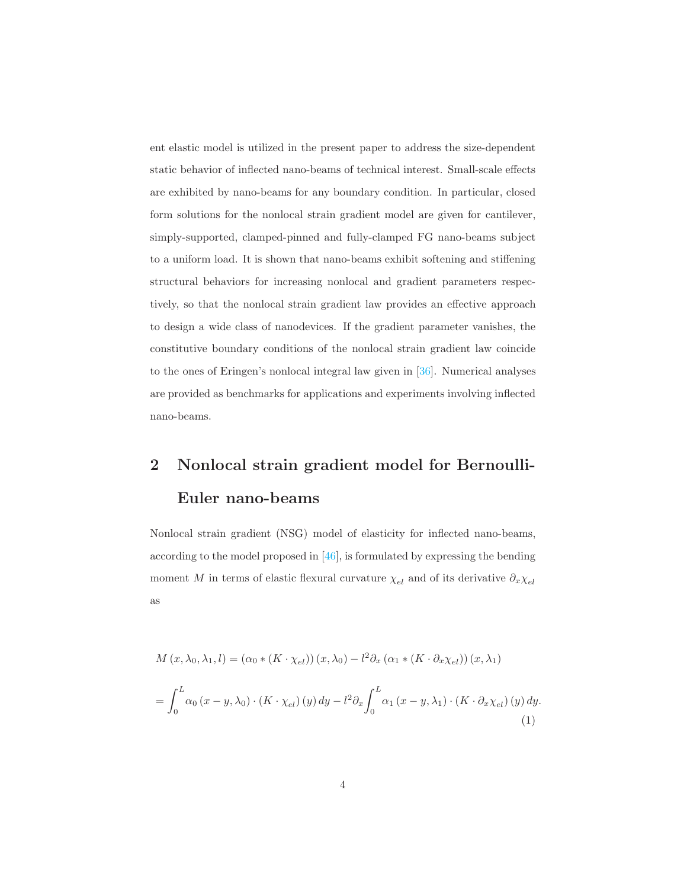ent elastic model is utilized in the present paper to address the size-dependent static behavior of inflected nano-beams of technical interest. Small-scale effects are exhibited by nano-beams for any boundary condition. In particular, closed form solutions for the nonlocal strain gradient model are given for cantilever, simply-supported, clamped-pinned and fully-clamped FG nano-beams subject to a uniform load. It is shown that nano-beams exhibit softening and stiffening structural behaviors for increasing nonlocal and gradient parameters respectively, so that the nonlocal strain gradient law provides an effective approach to design a wide class of nanodevices. If the gradient parameter vanishes, the constitutive boundary conditions of the nonlocal strain gradient law coincide to the ones of Eringen's nonlocal integral law given in [36]. Numerical analyses are provided as benchmarks for applications and experiments involving inflected nano-beams.

## 2 Nonlocal strain gradient model for Bernoulli-Euler nano-beams

Nonlocal strain gradient (NSG) model of elasticity for inflected nano-beams, according to the model proposed in [46], is formulated by expressing the bending moment $M$ in terms of elastic flexural curvature $\chi_{el}$ and of its derivative $\partial_x \chi_{el}$ as

$$
\begin{aligned}
M\left(x, \lambda_0, \lambda_1, l\right) &= \left(\alpha_0 * \left(K \cdot \chi_{el}\right)\right)\left(x, \lambda_0\right) - l^2 \partial_x \left(\alpha_1 * \left(K \cdot \partial_x \chi_{el}\right)\right)\left(x, \lambda_1\right) \\
&= \int_0^L \alpha_0\left(x - y, \lambda_0\right) \cdot \left(K \cdot \chi_{el}\right)(y)\, dy - l^2 \partial_x \int_0^L \alpha_1\left(x - y, \lambda_1\right) \cdot \left(K \cdot \partial_x \chi_{el}\right)(y)\, dy.
\end{aligned}
\tag{1}
$$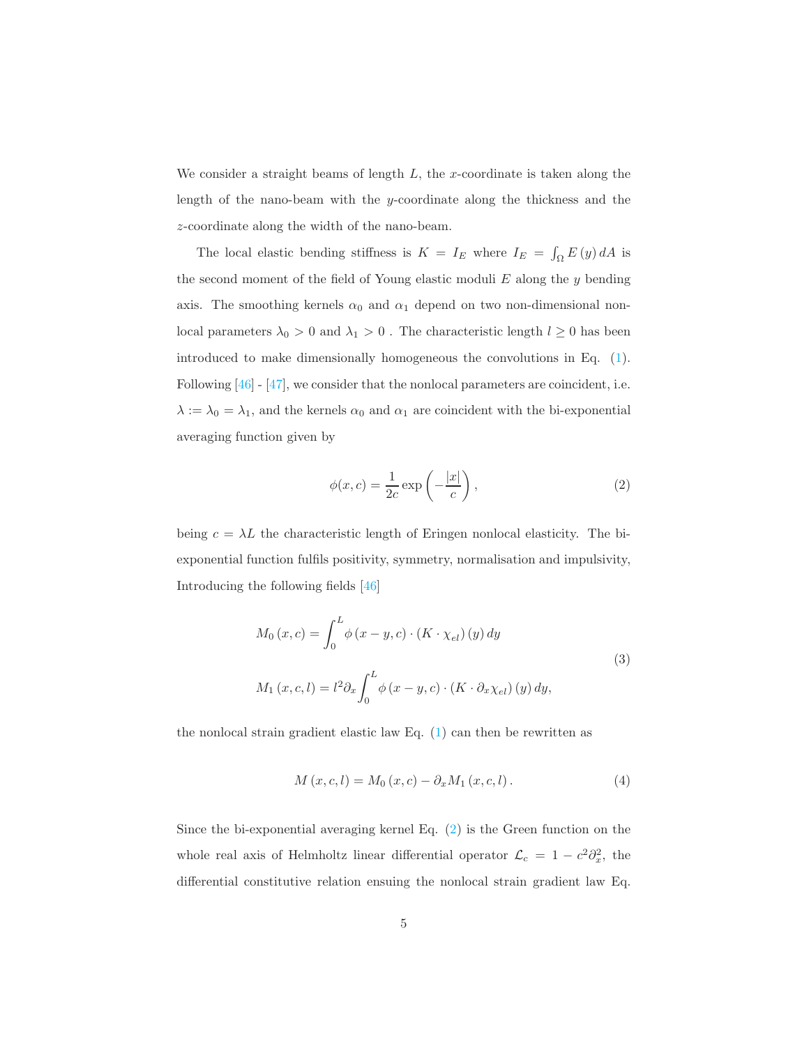We consider a straight beams of length $L$, the $x$-coordinate is taken along the length of the nano-beam with the $y$-coordinate along the thickness and the $z$-coordinate along the width of the nano-beam.

The local elastic bending stiffness is $K = I_E$ where $I_E = \int_\Omega E(y)\, dA$ is the second moment of the field of Young elastic moduli $E$ along the $y$ bending axis. The smoothing kernels $\alpha_0$ and $\alpha_1$ depend on two non-dimensional nonlocal parameters $\lambda_0 > 0$ and $\lambda_1 > 0$ . The characteristic length $l \geq 0$ has been introduced to make dimensionally homogeneous the convolutions in Eq. (1). Following [46] - [47], we consider that the nonlocal parameters are coincident, i.e. $\lambda := \lambda_0 = \lambda_1$, and the kernels $\alpha_0$ and $\alpha_1$ are coincident with the bi-exponential averaging function given by

$$\phi(x, c) = \frac{1}{2c} \exp\left(-\frac{|x|}{c}\right), \tag{2}$$

being $c = \lambda L$ the characteristic length of Eringen nonlocal elasticity. The bi-exponential function fulfils positivity, symmetry, normalisation and impulsivity, Introducing the following fields [46]

$$\begin{aligned} M_0(x, c) &= \int_0^L \phi(x - y, c) \cdot (K \cdot \chi_{el})(y)\, dy \\ M_1(x, c, l) &= l^2 \partial_x \int_0^L \phi(x - y, c) \cdot (K \cdot \partial_x \chi_{el})(y)\, dy, \end{aligned} \tag{3}$$

the nonlocal strain gradient elastic law Eq. (1) can then be rewritten as

$$M(x, c, l) = M_0(x, c) - \partial_x M_1(x, c, l). \tag{4}$$

Since the bi-exponential averaging kernel Eq. (2) is the Green function on the whole real axis of Helmholtz linear differential operator $\mathcal{L}_c = 1 - c^2 \partial_x^2$, the differential constitutive relation ensuing the nonlocal strain gradient law Eq.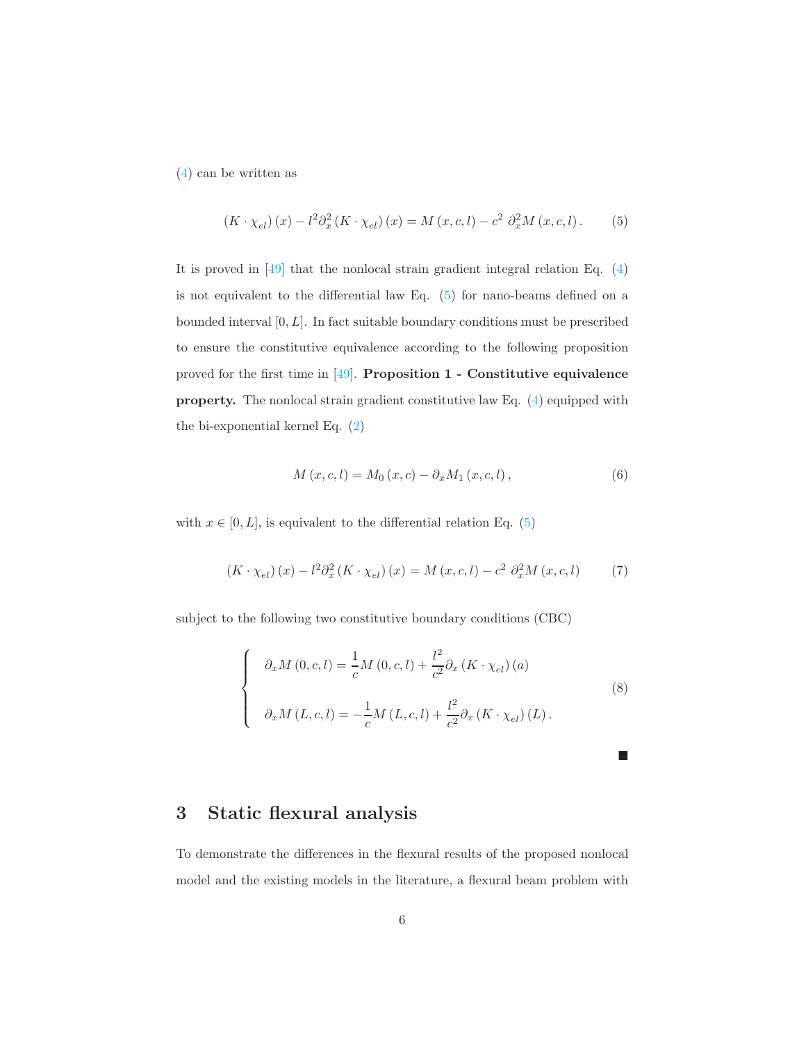(4) can be written as

$$
\left(K \cdot \chi_{el}\right)(x) - l^2 \partial_x^2 \left(K \cdot \chi_{el}\right)(x) = M\left(x, c, l\right) - c^2\ \partial_x^2 M\left(x, c, l\right). \tag{5}
$$

It is proved in [49] that the nonlocal strain gradient integral relation Eq. (4) is not equivalent to the differential law Eq. (5) for nano-beams defined on a bounded interval $[0, L]$. In fact suitable boundary conditions must be prescribed to ensure the constitutive equivalence according to the following proposition proved for the first time in [49]. **Proposition 1 - Constitutive equivalence property.** The nonlocal strain gradient constitutive law Eq. (4) equipped with the bi-exponential kernel Eq. (2)

$$
M\left(x, c, l\right) = M_0\left(x, c\right) - \partial_x M_1\left(x, c, l\right), \tag{6}
$$

with $x \in [0, L]$, is equivalent to the differential relation Eq. (5)

$$
\left(K \cdot \chi_{el}\right)(x) - l^2 \partial_x^2 \left(K \cdot \chi_{el}\right)(x) = M\left(x, c, l\right) - c^2\ \partial_x^2 M\left(x, c, l\right) \tag{7}
$$

subject to the following two constitutive boundary conditions (CBC)

$$
\begin{cases}
\partial_x M\left(0, c, l\right) = \dfrac{1}{c} M\left(0, c, l\right) + \dfrac{l^2}{c^2} \partial_x \left(K \cdot \chi_{el}\right)(a) \\[2ex]
\partial_x M\left(L, c, l\right) = -\dfrac{1}{c} M\left(L, c, l\right) + \dfrac{l^2}{c^2} \partial_x \left(K \cdot \chi_{el}\right)(L).
\end{cases} \tag{8}
$$

■

## 3 Static flexural analysis

To demonstrate the differences in the flexural results of the proposed nonlocal model and the existing models in the literature, a flexural beam problem with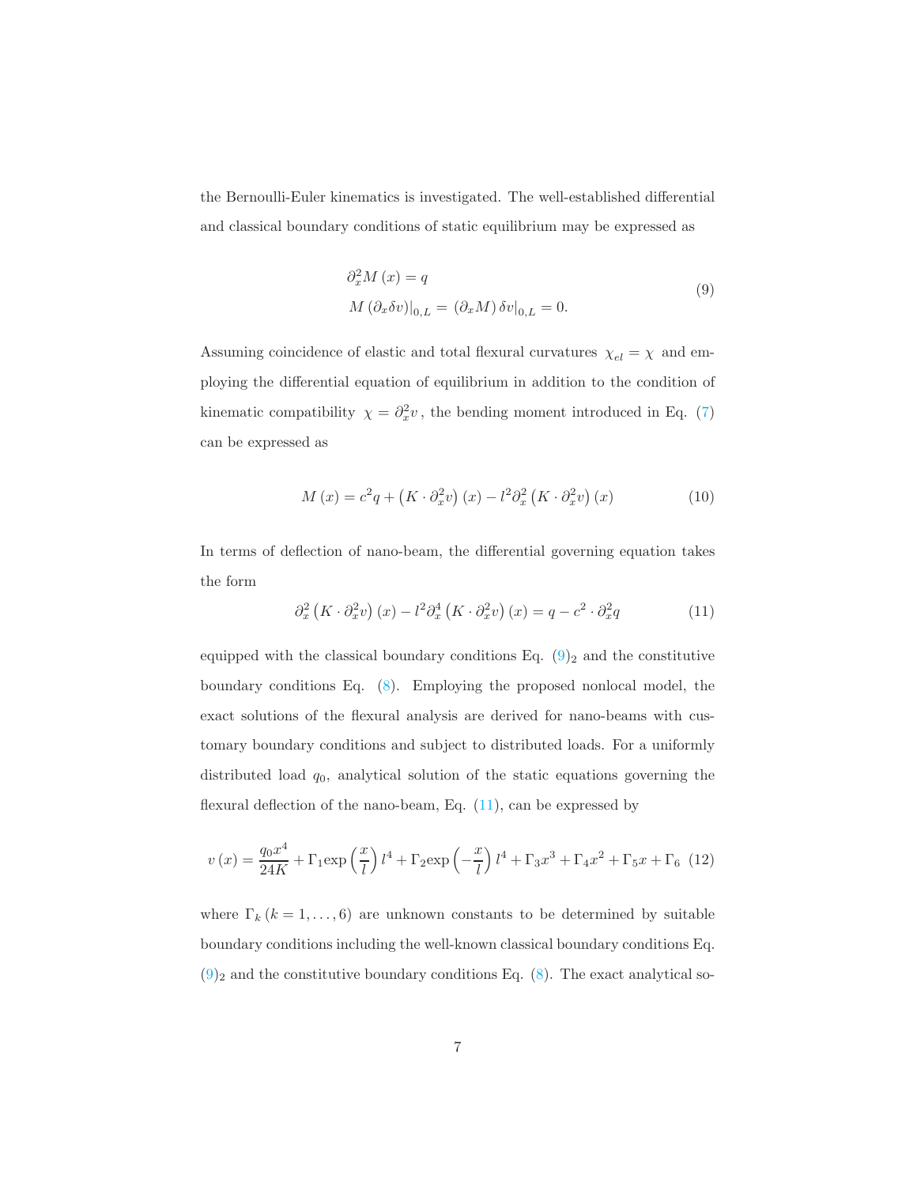the Bernoulli-Euler kinematics is investigated. The well-established differential and classical boundary conditions of static equilibrium may be expressed as

$$
\begin{aligned}
&\partial_x^2 M(x) = q \\
&M(\partial_x \delta v)\big|_{0,L} = (\partial_x M)\,\delta v\big|_{0,L} = 0.
\end{aligned}
\tag{9}
$$

Assuming coincidence of elastic and total flexural curvatures $\chi_{el} = \chi$ and employing the differential equation of equilibrium in addition to the condition of kinematic compatibility $\chi = \partial_x^2 v$, the bending moment introduced in Eq. (7) can be expressed as

$$
M(x) = c^2 q + \left(K \cdot \partial_x^2 v\right)(x) - l^2 \partial_x^2 \left(K \cdot \partial_x^2 v\right)(x) \tag{10}
$$

In terms of deflection of nano-beam, the differential governing equation takes the form

$$
\partial_x^2 \left(K \cdot \partial_x^2 v\right)(x) - l^2 \partial_x^4 \left(K \cdot \partial_x^2 v\right)(x) = q - c^2 \cdot \partial_x^2 q \tag{11}
$$

equipped with the classical boundary conditions Eq. $(9)_2$ and the constitutive boundary conditions Eq. (8). Employing the proposed nonlocal model, the exact solutions of the flexural analysis are derived for nano-beams with customary boundary conditions and subject to distributed loads. For a uniformly distributed load $q_0$, analytical solution of the static equations governing the flexural deflection of the nano-beam, Eq. (11), can be expressed by

$$
v(x) = \frac{q_0 x^4}{24K} + \Gamma_1 \exp\left(\frac{x}{l}\right) l^4 + \Gamma_2 \exp\left(-\frac{x}{l}\right) l^4 + \Gamma_3 x^3 + \Gamma_4 x^2 + \Gamma_5 x + \Gamma_6 \tag{12}
$$

where $\Gamma_k \, (k = 1, \ldots, 6)$ are unknown constants to be determined by suitable boundary conditions including the well-known classical boundary conditions Eq. $(9)_2$ and the constitutive boundary conditions Eq. (8). The exact analytical so-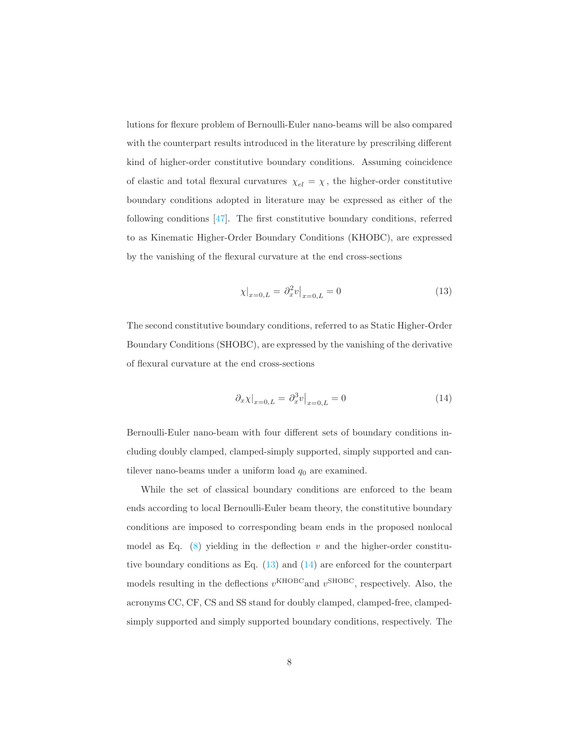lutions for flexure problem of Bernoulli-Euler nano-beams will be also compared with the counterpart results introduced in the literature by prescribing different kind of higher-order constitutive boundary conditions. Assuming coincidence of elastic and total flexural curvatures $\chi_{el} = \chi$, the higher-order constitutive boundary conditions adopted in literature may be expressed as either of the following conditions [47]. The first constitutive boundary conditions, referred to as Kinematic Higher-Order Boundary Conditions (KHOBC), are expressed by the vanishing of the flexural curvature at the end cross-sections

$$\chi|_{x=0,L} = \partial_x^2 v\big|_{x=0,L} = 0 \tag{13}$$

The second constitutive boundary conditions, referred to as Static Higher-Order Boundary Conditions (SHOBC), are expressed by the vanishing of the derivative of flexural curvature at the end cross-sections

$$\partial_x \chi|_{x=0,L} = \partial_x^3 v\big|_{x=0,L} = 0 \tag{14}$$

Bernoulli-Euler nano-beam with four different sets of boundary conditions including doubly clamped, clamped-simply supported, simply supported and cantilever nano-beams under a uniform load $q_0$ are examined.

While the set of classical boundary conditions are enforced to the beam ends according to local Bernoulli-Euler beam theory, the constitutive boundary conditions are imposed to corresponding beam ends in the proposed nonlocal model as Eq. (8) yielding in the deflection $v$ and the higher-order constitutive boundary conditions as Eq. (13) and (14) are enforced for the counterpart models resulting in the deflections $v^{\mathrm{KHOBC}}$and $v^{\mathrm{SHOBC}}$, respectively. Also, the acronyms CC, CF, CS and SS stand for doubly clamped, clamped-free, clamped-simply supported and simply supported boundary conditions, respectively. The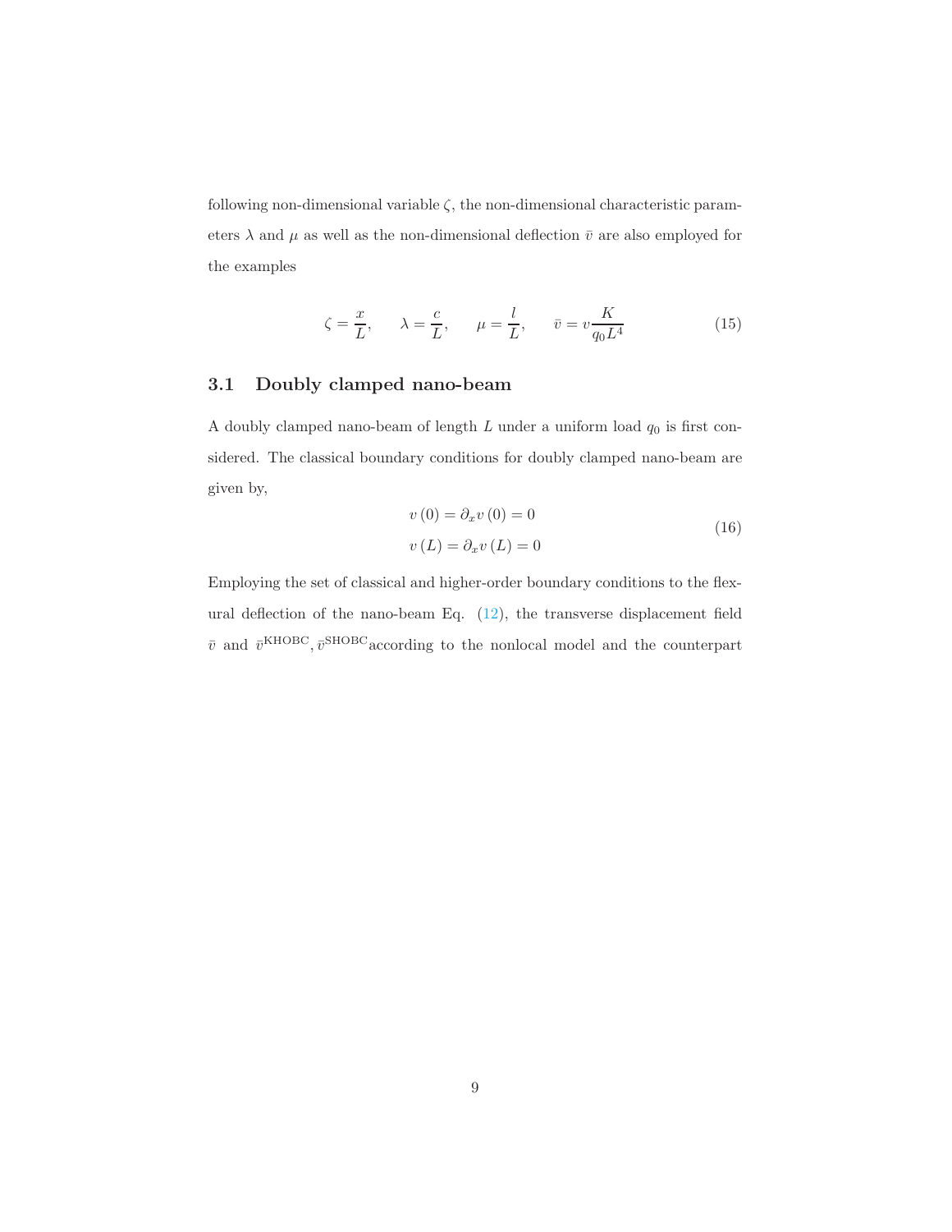following non-dimensional variable $\zeta$, the non-dimensional characteristic parameters $\lambda$ and $\mu$ as well as the non-dimensional deflection $\bar{v}$ are also employed for the examples

$$\zeta = \frac{x}{L}, \qquad \lambda = \frac{c}{L}, \qquad \mu = \frac{l}{L}, \qquad \bar{v} = v\frac{K}{q_0 L^4} \tag{15}$$

### 3.1 Doubly clamped nano-beam

A doubly clamped nano-beam of length $L$ under a uniform load $q_0$ is first considered. The classical boundary conditions for doubly clamped nano-beam are given by,

$$\begin{aligned} v(0) = \partial_x v(0) = 0 \\ v(L) = \partial_x v(L) = 0 \end{aligned} \tag{16}$$

Employing the set of classical and higher-order boundary conditions to the flexural deflection of the nano-beam Eq. (12), the transverse displacement field $\bar{v}$ and $\bar{v}^{\mathrm{KHOBC}}, \bar{v}^{\mathrm{SHOBC}}$according to the nonlocal model and the counterpart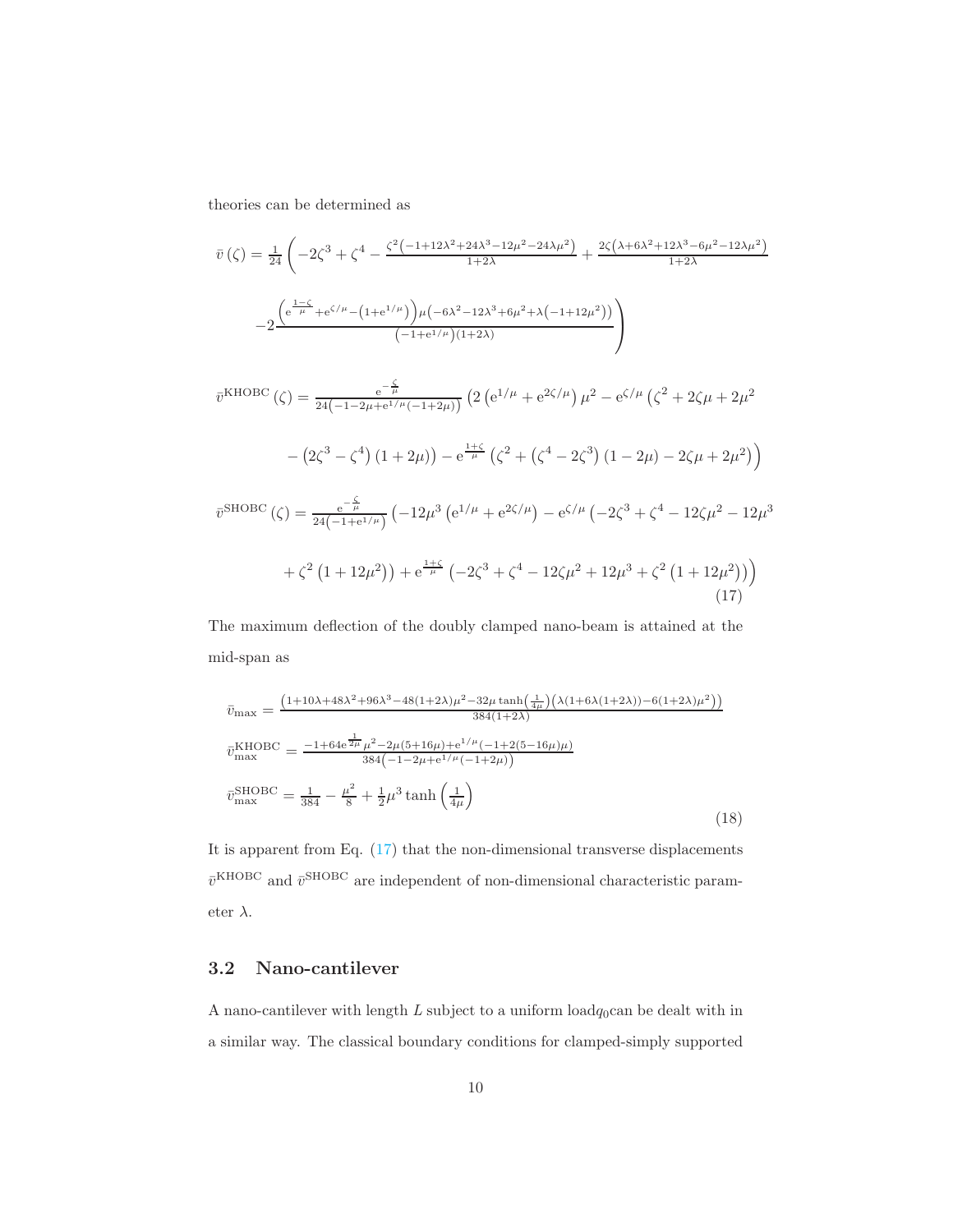theories can be determined as

$$
\begin{aligned}
\bar{v}(\zeta) = \frac{1}{24}\Bigg(& -2\zeta^3 + \zeta^4 - \frac{\zeta^2\left(-1+12\lambda^2+24\lambda^3-12\mu^2-24\lambda\mu^2\right)}{1+2\lambda} + \frac{2\zeta\left(\lambda+6\lambda^2+12\lambda^3-6\mu^2-12\lambda\mu^2\right)}{1+2\lambda} \\
& -2\frac{\left(\mathrm{e}^{\frac{1-\zeta}{\mu}}+\mathrm{e}^{\zeta/\mu}-\left(1+\mathrm{e}^{1/\mu}\right)\right)\mu\left(-6\lambda^2-12\lambda^3+6\mu^2+\lambda\left(-1+12\mu^2\right)\right)}{\left(-1+\mathrm{e}^{1/\mu}\right)(1+2\lambda)}\Bigg) \\
\bar{v}^{\mathrm{KHOBC}}(\zeta) = & \frac{\mathrm{e}^{-\frac{\zeta}{\mu}}}{24\left(-1-2\mu+\mathrm{e}^{1/\mu}(-1+2\mu)\right)}\Big(2\left(\mathrm{e}^{1/\mu}+\mathrm{e}^{2\zeta/\mu}\right)\mu^2 - \mathrm{e}^{\zeta/\mu}\big(\zeta^2+2\zeta\mu+2\mu^2 \\
& -\left(2\zeta^3-\zeta^4\right)(1+2\mu)\big) - \mathrm{e}^{\frac{1+\zeta}{\mu}}\left(\zeta^2+\left(\zeta^4-2\zeta^3\right)(1-2\mu)-2\zeta\mu+2\mu^2\right)\Big) \\
\bar{v}^{\mathrm{SHOBC}}(\zeta) = & \frac{\mathrm{e}^{-\frac{\zeta}{\mu}}}{24\left(-1+\mathrm{e}^{1/\mu}\right)}\Big(-12\mu^3\left(\mathrm{e}^{1/\mu}+\mathrm{e}^{2\zeta/\mu}\right) - \mathrm{e}^{\zeta/\mu}\big(-2\zeta^3+\zeta^4-12\zeta\mu^2-12\mu^3 \\
& +\zeta^2\left(1+12\mu^2\right)\big) + \mathrm{e}^{\frac{1+\zeta}{\mu}}\left(-2\zeta^3+\zeta^4-12\zeta\mu^2+12\mu^3+\zeta^2\left(1+12\mu^2\right)\right)\Big)
\end{aligned}
\tag{17}
$$

The maximum deflection of the doubly clamped nano-beam is attained at the mid-span as

$$
\begin{aligned}
\bar{v}_{\max} &= \frac{\left(1+10\lambda+48\lambda^2+96\lambda^3-48(1+2\lambda)\mu^2-32\mu\tanh\left(\frac{1}{4\mu}\right)\left(\lambda(1+6\lambda(1+2\lambda))-6(1+2\lambda)\mu^2\right)\right)}{384(1+2\lambda)} \\
\bar{v}_{\max}^{\mathrm{KHOBC}} &= \frac{-1+64\mathrm{e}^{\frac{1}{2\mu}}\mu^2-2\mu(5+16\mu)+\mathrm{e}^{1/\mu}(-1+2(5-16\mu)\mu)}{384\left(-1-2\mu+\mathrm{e}^{1/\mu}(-1+2\mu)\right)} \\
\bar{v}_{\max}^{\mathrm{SHOBC}} &= \frac{1}{384} - \frac{\mu^2}{8} + \frac{1}{2}\mu^3\tanh\left(\frac{1}{4\mu}\right)
\end{aligned}
\tag{18}
$$

It is apparent from Eq. (17) that the non-dimensional transverse displacements $\bar{v}^{\mathrm{KHOBC}}$ and $\bar{v}^{\mathrm{SHOBC}}$ are independent of non-dimensional characteristic parameter $\lambda$.

## 3.2 Nano-cantilever

A nano-cantilever with length $L$ subject to a uniform load$q_0$can be dealt with in a similar way. The classical boundary conditions for clamped-simply supported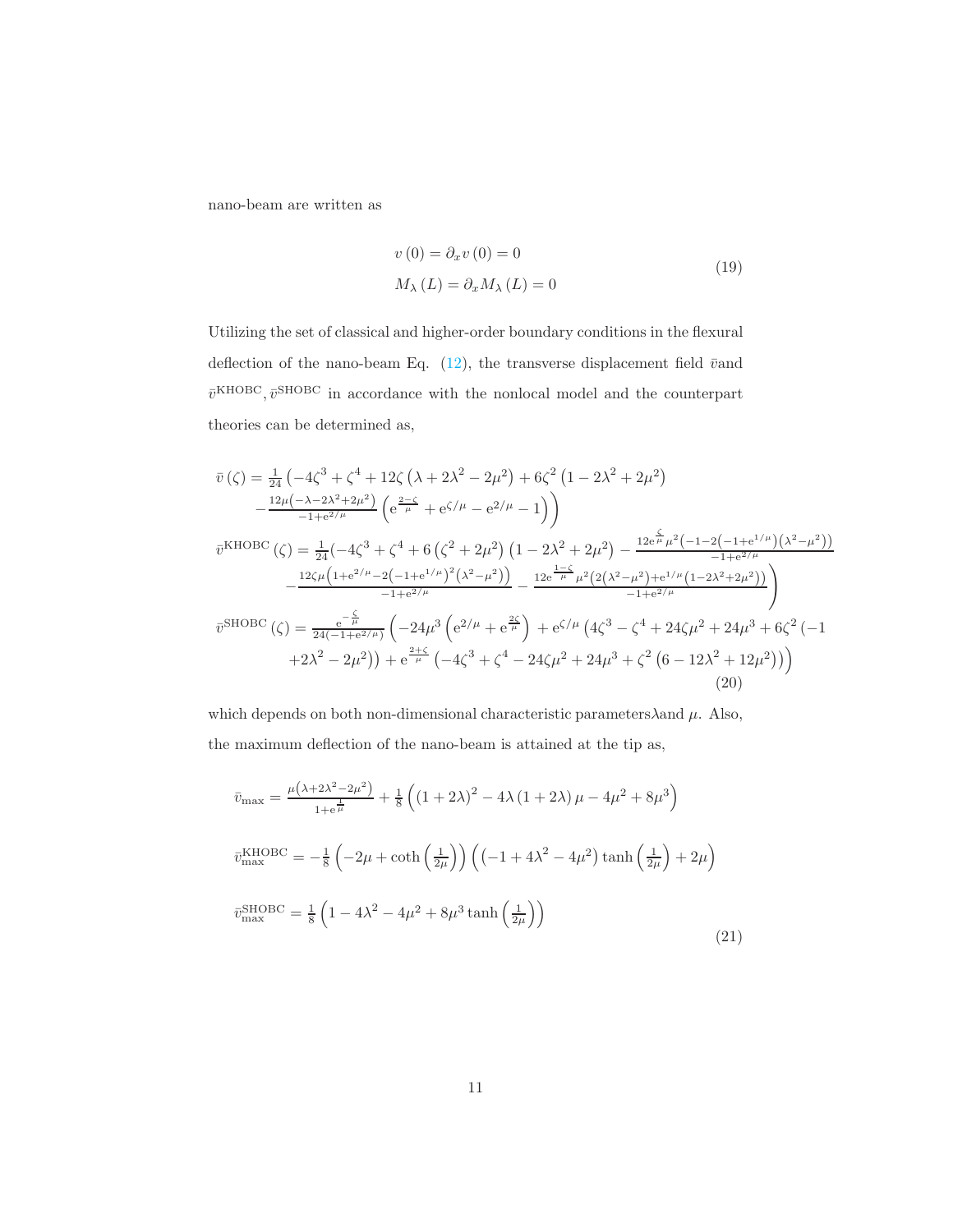nano-beam are written as

$$
\begin{aligned}
& v(0)=\partial_x v(0)=0 \\
& M_\lambda(L)=\partial_x M_\lambda(L)=0
\end{aligned}
\tag{19}
$$

Utilizing the set of classical and higher-order boundary conditions in the flexural deflection of the nano-beam Eq. (12), the transverse displacement field $\bar{v}$and $\bar{v}^{\mathrm{KHOBC}}, \bar{v}^{\mathrm{SHOBC}}$ in accordance with the nonlocal model and the counterpart theories can be determined as,

$$
\begin{aligned}
\bar{v}(\zeta)= & \tfrac{1}{24}\left(-4\zeta^3+\zeta^4+12\zeta\left(\lambda+2\lambda^2-2\mu^2\right)+6\zeta^2\left(1-2\lambda^2+2\mu^2\right)\right. \\
& \left.-\tfrac{12\mu\left(-\lambda-2\lambda^2+2\mu^2\right)}{-1+\mathrm{e}^{2/\mu}}\left(\mathrm{e}^{\frac{2-\zeta}{\mu}}+\mathrm{e}^{\zeta/\mu}-\mathrm{e}^{2/\mu}-1\right)\right) \\
\bar{v}^{\mathrm{KHOBC}}(\zeta)= & \tfrac{1}{24}\left(-4\zeta^3+\zeta^4+6\left(\zeta^2+2\mu^2\right)\left(1-2\lambda^2+2\mu^2\right)-\tfrac{12\mathrm{e}^{\frac{\zeta}{\mu}}\mu^2\left(-1-2\left(-1+\mathrm{e}^{1/\mu}\right)\left(\lambda^2-\mu^2\right)\right)}{-1+\mathrm{e}^{2/\mu}}\right. \\
& \left.-\tfrac{12\zeta\mu\left(1+\mathrm{e}^{2/\mu}-2\left(-1+\mathrm{e}^{1/\mu}\right)^2\left(\lambda^2-\mu^2\right)\right)}{-1+\mathrm{e}^{2/\mu}}-\tfrac{12\mathrm{e}^{\frac{1-\zeta}{\mu}}\mu^2\left(2\left(\lambda^2-\mu^2\right)+\mathrm{e}^{1/\mu}\left(1-2\lambda^2+2\mu^2\right)\right)}{-1+\mathrm{e}^{2/\mu}}\right) \\
\bar{v}^{\mathrm{SHOBC}}(\zeta)= & \tfrac{\mathrm{e}^{-\frac{\zeta}{\mu}}}{24\left(-1+\mathrm{e}^{2/\mu}\right)}\left(-24\mu^3\left(\mathrm{e}^{2/\mu}+\mathrm{e}^{\frac{2\zeta}{\mu}}\right)+\mathrm{e}^{\zeta/\mu}\left(4\zeta^3-\zeta^4+24\zeta\mu^2+24\mu^3+6\zeta^2\left(-1\right.\right.\right. \\
& \left.\left.\left.+2\lambda^2-2\mu^2\right)\right)+\mathrm{e}^{\frac{2+\zeta}{\mu}}\left(-4\zeta^3+\zeta^4-24\zeta\mu^2+24\mu^3+\zeta^2\left(6-12\lambda^2+12\mu^2\right)\right)\right)
\end{aligned}
\tag{20}
$$

which depends on both non-dimensional characteristic parameters$\lambda$and $\mu$. Also, the maximum deflection of the nano-beam is attained at the tip as,

$$
\begin{aligned}
& \bar{v}_{\max}=\tfrac{\mu\left(\lambda+2\lambda^2-2\mu^2\right)}{1+\mathrm{e}^{\frac{1}{\mu}}}+\tfrac{1}{8}\left((1+2\lambda)^2-4\lambda(1+2\lambda)\mu-4\mu^2+8\mu^3\right) \\
& \bar{v}_{\max}^{\mathrm{KHOBC}}=-\tfrac{1}{8}\left(-2\mu+\coth\left(\tfrac{1}{2\mu}\right)\right)\left(\left(-1+4\lambda^2-4\mu^2\right)\tanh\left(\tfrac{1}{2\mu}\right)+2\mu\right) \\
& \bar{v}_{\max}^{\mathrm{SHOBC}}=\tfrac{1}{8}\left(1-4\lambda^2-4\mu^2+8\mu^3\tanh\left(\tfrac{1}{2\mu}\right)\right)
\end{aligned}
\tag{21}
$$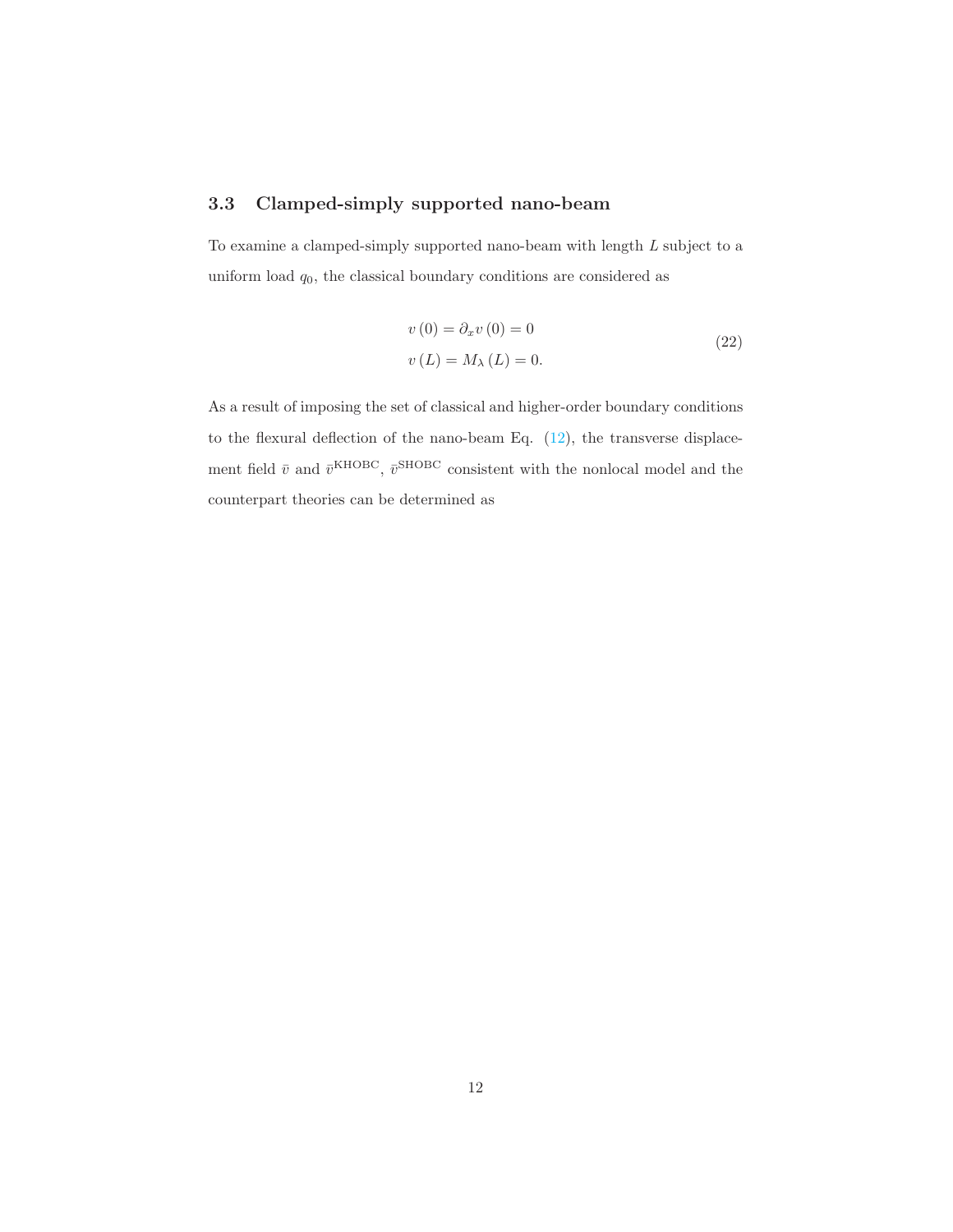### 3.3 Clamped-simply supported nano-beam

To examine a clamped-simply supported nano-beam with length $L$ subject to a uniform load $q_0$, the classical boundary conditions are considered as

$$
\begin{aligned}
& v(0) = \partial_x v(0) = 0 \\
& v(L) = M_\lambda(L) = 0.
\end{aligned}
\tag{22}
$$

As a result of imposing the set of classical and higher-order boundary conditions to the flexural deflection of the nano-beam Eq. (12), the transverse displacement field $\bar{v}$ and $\bar{v}^{\mathrm{KHOBC}}$, $\bar{v}^{\mathrm{SHOBC}}$ consistent with the nonlocal model and the counterpart theories can be determined as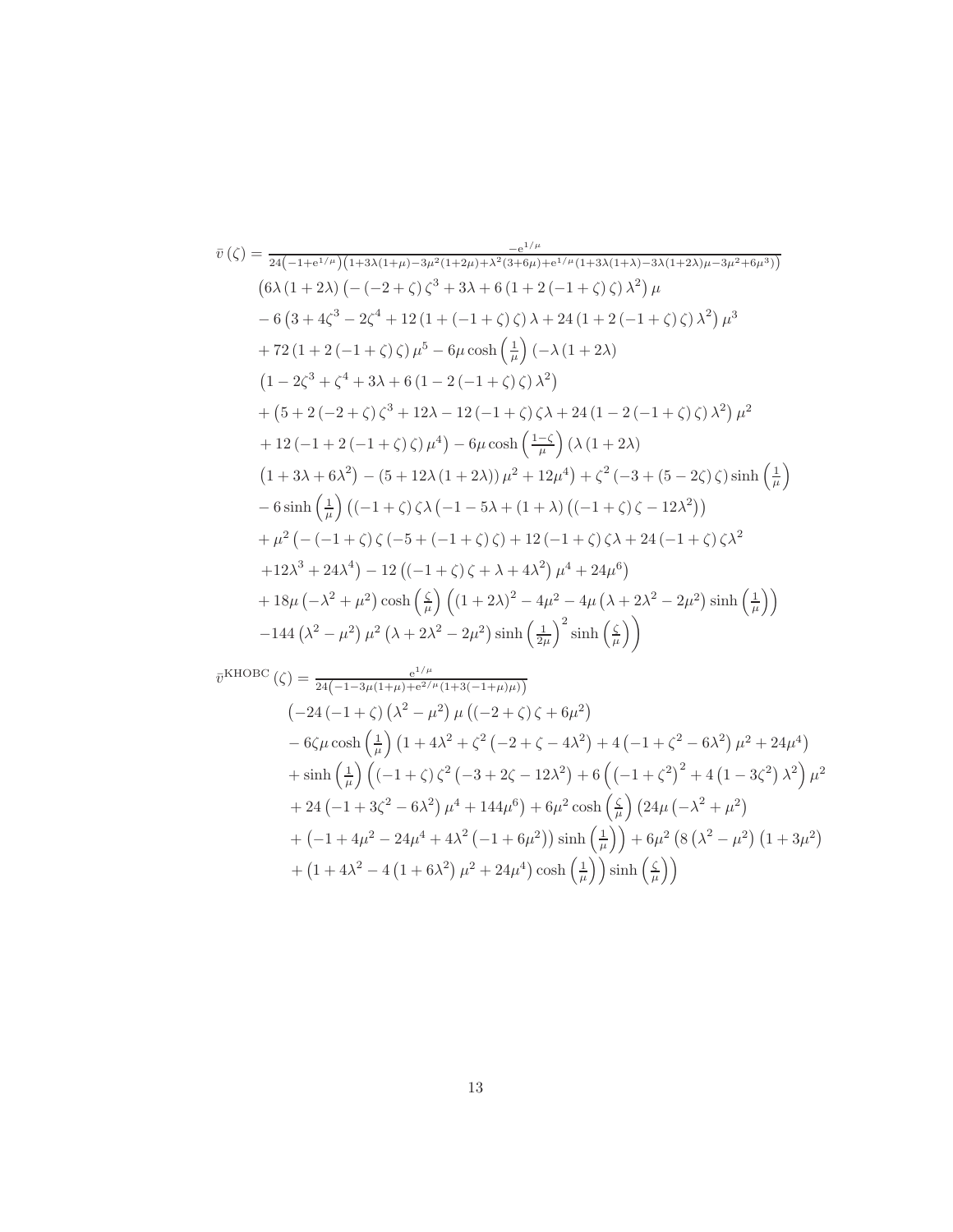$$
\begin{aligned}
\bar{v}(\zeta) = & \frac{-\mathrm{e}^{1/\mu}}{24\left(-1+\mathrm{e}^{1/\mu}\right)\left(1+3\lambda(1+\mu)-3\mu^2(1+2\mu)+\lambda^2(3+6\mu)+\mathrm{e}^{1/\mu}(1+3\lambda(1+\lambda)-3\lambda(1+2\lambda)\mu-3\mu^2+6\mu^3)\right)} \\
& \left(6\lambda(1+2\lambda)\left(-(-2+\zeta)\zeta^3+3\lambda+6(1+2(-1+\zeta)\zeta)\lambda^2\right)\mu\right. \\
& -6\left(3+4\zeta^3-2\zeta^4+12(1+(-1+\zeta)\zeta)\lambda+24(1+2(-1+\zeta)\zeta)\lambda^2\right)\mu^3 \\
& +72(1+2(-1+\zeta)\zeta)\mu^5-6\mu\cosh\left(\tfrac{1}{\mu}\right)(-\lambda(1+2\lambda) \\
& \left(1-2\zeta^3+\zeta^4+3\lambda+6(1-2(-1+\zeta)\zeta)\lambda^2\right) \\
& +\left(5+2(-2+\zeta)\zeta^3+12\lambda-12(-1+\zeta)\zeta\lambda+24(1-2(-1+\zeta)\zeta)\lambda^2\right)\mu^2 \\
& +12(-1+2(-1+\zeta)\zeta)\mu^4)-6\mu\cosh\left(\tfrac{1-\zeta}{\mu}\right)(\lambda(1+2\lambda) \\
& \left(1+3\lambda+6\lambda^2\right)-(5+12\lambda(1+2\lambda))\mu^2+12\mu^4)+\zeta^2(-3+(5-2\zeta)\zeta)\sinh\left(\tfrac{1}{\mu}\right) \\
& -6\sinh\left(\tfrac{1}{\mu}\right)\left((-1+\zeta)\zeta\lambda\left(-1-5\lambda+(1+\lambda)\left((-1+\zeta)\zeta-12\lambda^2\right)\right)\right. \\
& +\mu^2\left(-(-1+\zeta)\zeta(-5+(-1+\zeta)\zeta)+12(-1+\zeta)\zeta\lambda+24(-1+\zeta)\zeta\lambda^2\right. \\
& \left.\left.+12\lambda^3+24\lambda^4\right)-12\left((-1+\zeta)\zeta+\lambda+4\lambda^2\right)\mu^4+24\mu^6\right) \\
& +18\mu\left(-\lambda^2+\mu^2\right)\cosh\left(\tfrac{\zeta}{\mu}\right)\left((1+2\lambda)^2-4\mu^2-4\mu\left(\lambda+2\lambda^2-2\mu^2\right)\sinh\left(\tfrac{1}{\mu}\right)\right) \\
& \left.-144\left(\lambda^2-\mu^2\right)\mu^2\left(\lambda+2\lambda^2-2\mu^2\right)\sinh\left(\tfrac{1}{2\mu}\right)^2\sinh\left(\tfrac{\zeta}{\mu}\right)\right)
\end{aligned}
$$

$$
\begin{aligned}
\bar{v}^{\mathrm{KHOBC}}(\zeta) = & \frac{\mathrm{e}^{1/\mu}}{24\left(-1-3\mu(1+\mu)+\mathrm{e}^{2/\mu}(1+3(-1+\mu)\mu)\right)} \\
& \left(-24(-1+\zeta)\left(\lambda^2-\mu^2\right)\mu\left((-2+\zeta)\zeta+6\mu^2\right)\right. \\
& -6\zeta\mu\cosh\left(\tfrac{1}{\mu}\right)\left(1+4\lambda^2+\zeta^2\left(-2+\zeta-4\lambda^2\right)+4\left(-1+\zeta^2-6\lambda^2\right)\mu^2+24\mu^4\right) \\
& +\sinh\left(\tfrac{1}{\mu}\right)\left((-1+\zeta)\zeta^2\left(-3+2\zeta-12\lambda^2\right)+6\left(\left(-1+\zeta^2\right)^2+4\left(1-3\zeta^2\right)\lambda^2\right)\mu^2\right. \\
& \left.+24\left(-1+3\zeta^2-6\lambda^2\right)\mu^4+144\mu^6\right)+6\mu^2\cosh\left(\tfrac{\zeta}{\mu}\right)\left(24\mu\left(-\lambda^2+\mu^2\right)\right. \\
& \left.+\left(-1+4\mu^2-24\mu^4+4\lambda^2\left(-1+6\mu^2\right)\right)\sinh\left(\tfrac{1}{\mu}\right)\right)+6\mu^2\left(8\left(\lambda^2-\mu^2\right)\left(1+3\mu^2\right)\right. \\
& \left.\left.+\left(1+4\lambda^2-4\left(1+6\lambda^2\right)\mu^2+24\mu^4\right)\cosh\left(\tfrac{1}{\mu}\right)\right)\sinh\left(\tfrac{\zeta}{\mu}\right)\right)
\end{aligned}
$$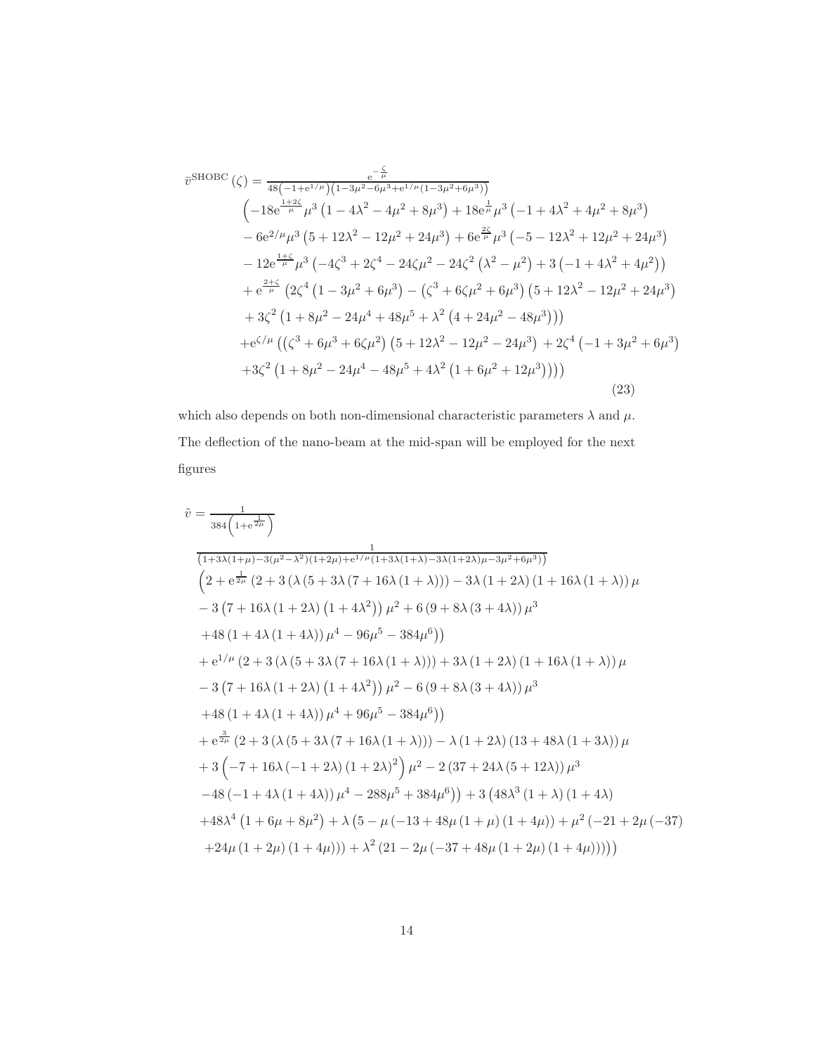$$
\begin{aligned}
\bar{v}^{\mathrm{SHOBC}}(\zeta) = & \frac{\mathrm{e}^{-\frac{\zeta}{\mu}}}{48\left(-1+\mathrm{e}^{1/\mu}\right)\left(1-3\mu^2-6\mu^3+\mathrm{e}^{1/\mu}\left(1-3\mu^2+6\mu^3\right)\right)} \\
& \Big(-18\mathrm{e}^{\frac{1+2\zeta}{\mu}}\mu^3\left(1-4\lambda^2-4\mu^2+8\mu^3\right)+18\mathrm{e}^{\frac{1}{\mu}}\mu^3\left(-1+4\lambda^2+4\mu^2+8\mu^3\right) \\
& -6\mathrm{e}^{2/\mu}\mu^3\left(5+12\lambda^2-12\mu^2+24\mu^3\right)+6\mathrm{e}^{\frac{2\zeta}{\mu}}\mu^3\left(-5-12\lambda^2+12\mu^2+24\mu^3\right) \\
& -12\mathrm{e}^{\frac{1+\zeta}{\mu}}\mu^3\left(-4\zeta^3+2\zeta^4-24\zeta\mu^2-24\zeta^2\left(\lambda^2-\mu^2\right)+3\left(-1+4\lambda^2+4\mu^2\right)\right) \\
& +\mathrm{e}^{\frac{2+\zeta}{\mu}}\big(2\zeta^4\left(1-3\mu^2+6\mu^3\right)-\left(\zeta^3+6\zeta\mu^2+6\mu^3\right)\left(5+12\lambda^2-12\mu^2+24\mu^3\right) \\
& +3\zeta^2\left(1+8\mu^2-24\mu^4+48\mu^5+\lambda^2\left(4+24\mu^2-48\mu^3\right)\right)\big) \\
& +\mathrm{e}^{\zeta/\mu}\big(\left(\zeta^3+6\mu^3+6\zeta\mu^2\right)\left(5+12\lambda^2-12\mu^2-24\mu^3\right)+2\zeta^4\left(-1+3\mu^2+6\mu^3\right) \\
& +3\zeta^2\left(1+8\mu^2-24\mu^4-48\mu^5+4\lambda^2\left(1+6\mu^2+12\mu^3\right)\right)\big)\Big)
\end{aligned}
\tag{23}
$$

which also depends on both non-dimensional characteristic parameters $\lambda$ and $\mu$. The deflection of the nano-beam at the mid-span will be employed for the next figures

$$
\begin{aligned}
\tilde{v} = & \frac{1}{384\left(1+\mathrm{e}^{\frac{1}{2\mu}}\right)} \\
& \frac{1}{\left(1+3\lambda(1+\mu)-3(\mu^2-\lambda^2)(1+2\mu)+\mathrm{e}^{1/\mu}(1+3\lambda(1+\lambda)-3\lambda(1+2\lambda)\mu-3\mu^2+6\mu^3)\right)} \\
& \Big(2+\mathrm{e}^{\frac{1}{2\mu}}\big(2+3\left(\lambda\left(5+3\lambda\left(7+16\lambda\left(1+\lambda\right)\right)\right)-3\lambda\left(1+2\lambda\right)\left(1+16\lambda\left(1+\lambda\right)\right)\mu\right. \\
& -3\left(7+16\lambda\left(1+2\lambda\right)\left(1+4\lambda^2\right)\right)\mu^2+6\left(9+8\lambda\left(3+4\lambda\right)\right)\mu^3 \\
& \left.+48\left(1+4\lambda\left(1+4\lambda\right)\right)\mu^4-96\mu^5-384\mu^6\right)\big) \\
& +\mathrm{e}^{1/\mu}\big(2+3\left(\lambda\left(5+3\lambda\left(7+16\lambda\left(1+\lambda\right)\right)\right)+3\lambda\left(1+2\lambda\right)\left(1+16\lambda\left(1+\lambda\right)\right)\mu\right. \\
& -3\left(7+16\lambda\left(1+2\lambda\right)\left(1+4\lambda^2\right)\right)\mu^2-6\left(9+8\lambda\left(3+4\lambda\right)\right)\mu^3 \\
& \left.+48\left(1+4\lambda\left(1+4\lambda\right)\right)\mu^4+96\mu^5-384\mu^6\right)\big) \\
& +\mathrm{e}^{\frac{3}{2\mu}}\big(2+3\left(\lambda\left(5+3\lambda\left(7+16\lambda\left(1+\lambda\right)\right)\right)-\lambda\left(1+2\lambda\right)\left(13+48\lambda\left(1+3\lambda\right)\right)\mu\right. \\
& +3\left(-7+16\lambda\left(-1+2\lambda\right)\left(1+2\lambda\right)^2\right)\mu^2-2\left(37+24\lambda\left(5+12\lambda\right)\right)\mu^3 \\
& \left.-48\left(-1+4\lambda\left(1+4\lambda\right)\right)\mu^4-288\mu^5+384\mu^6\right)\big)+3\big(48\lambda^3\left(1+\lambda\right)\left(1+4\lambda\right) \\
& +48\lambda^4\left(1+6\mu+8\mu^2\right)+\lambda\left(5-\mu\left(-13+48\mu\left(1+\mu\right)\left(1+4\mu\right)\right)+\mu^2\left(-21+2\mu\left(-37\right.\right.\right. \\
& \left.\left.\left.+24\mu\left(1+2\mu\right)\left(1+4\mu\right)\right)\right)\right)+\lambda^2\left(21-2\mu\left(-37+48\mu\left(1+2\mu\right)\left(1+4\mu\right)\right)\right)\big)\Big)
\end{aligned}
$$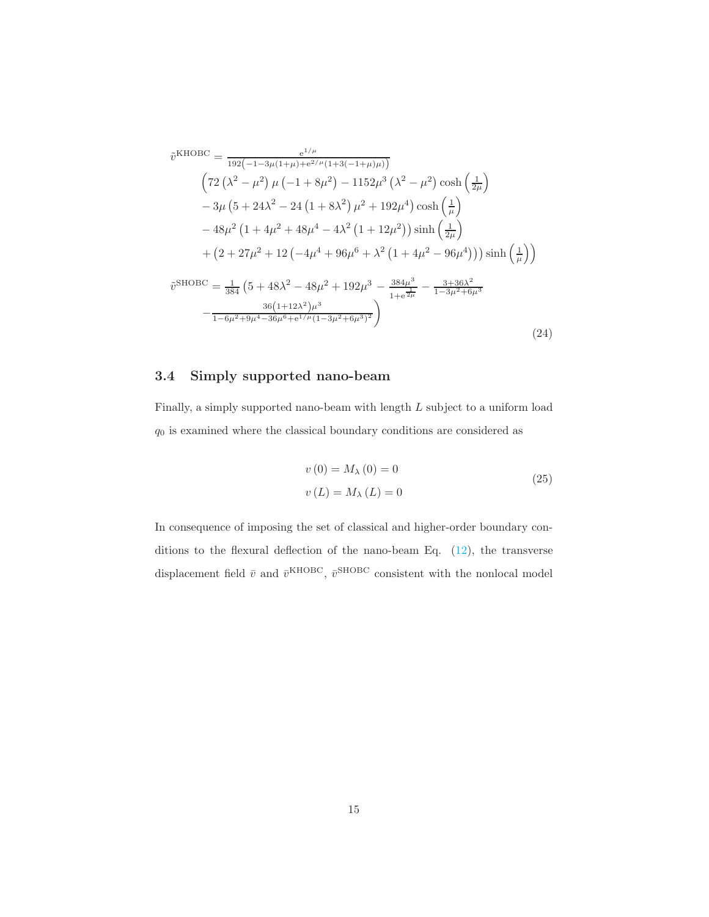$$
\begin{aligned}
\tilde{v}^{\mathrm{KHOBC}} &= \frac{\mathrm{e}^{1/\mu}}{192\left(-1-3\mu(1+\mu)+\mathrm{e}^{2/\mu}(1+3(-1+\mu)\mu)\right)} \\
&\Big(72\left(\lambda^2-\mu^2\right)\mu\left(-1+8\mu^2\right)-1152\mu^3\left(\lambda^2-\mu^2\right)\cosh\left(\tfrac{1}{2\mu}\right) \\
&-3\mu\left(5+24\lambda^2-24\left(1+8\lambda^2\right)\mu^2+192\mu^4\right)\cosh\left(\tfrac{1}{\mu}\right) \\
&-48\mu^2\left(1+4\mu^2+48\mu^4-4\lambda^2\left(1+12\mu^2\right)\right)\sinh\left(\tfrac{1}{2\mu}\right) \\
&+\left(2+27\mu^2+12\left(-4\mu^4+96\mu^6+\lambda^2\left(1+4\mu^2-96\mu^4\right)\right)\right)\sinh\left(\tfrac{1}{\mu}\right)\Big) \\
\tilde{v}^{\mathrm{SHOBC}} &= \tfrac{1}{384}\Big(5+48\lambda^2-48\mu^2+192\mu^3-\tfrac{384\mu^3}{1+\mathrm{e}^{\frac{1}{2\mu}}}-\tfrac{3+36\lambda^2}{1-3\mu^2+6\mu^3} \\
&-\tfrac{36\left(1+12\lambda^2\right)\mu^3}{1-6\mu^2+9\mu^4-36\mu^6+\mathrm{e}^{1/\mu}\left(1-3\mu^2+6\mu^3\right)^2}\Big)
\end{aligned}
\tag{24}
$$

### 3.4 Simply supported nano-beam

Finally, a simply supported nano-beam with length $L$ subject to a uniform load $q_0$ is examined where the classical boundary conditions are considered as

$$
\begin{aligned}
v\left(0\right) &= M_{\lambda}\left(0\right) = 0 \\
v\left(L\right) &= M_{\lambda}\left(L\right) = 0
\end{aligned}
\tag{25}
$$

In consequence of imposing the set of classical and higher-order boundary conditions to the flexural deflection of the nano-beam Eq. (12), the transverse displacement field $\bar{v}$ and $\bar{v}^{\mathrm{KHOBC}}$, $\bar{v}^{\mathrm{SHOBC}}$ consistent with the nonlocal model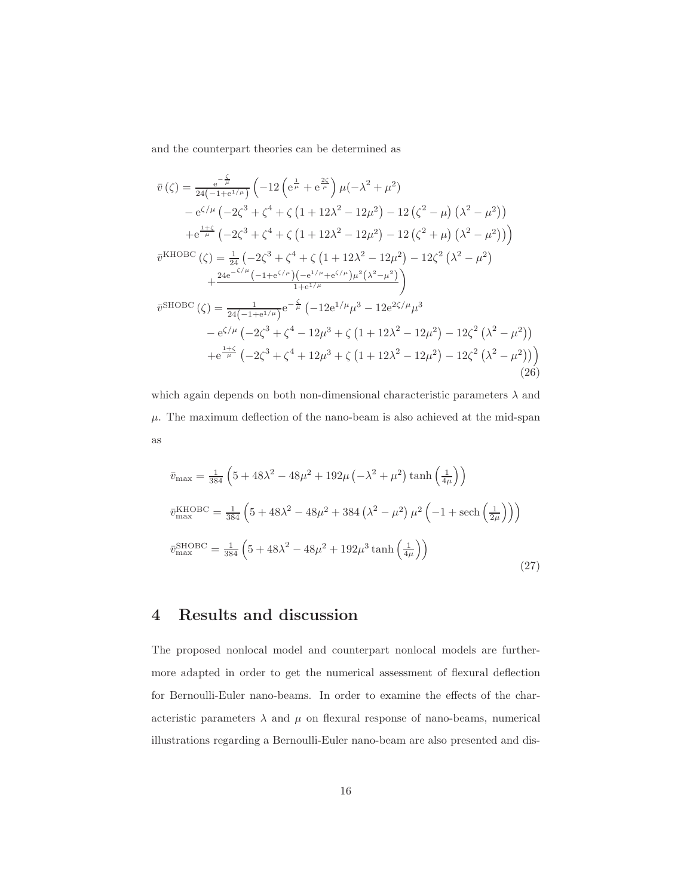and the counterpart theories can be determined as

$$
\begin{aligned}
\bar{v}(\zeta) &= \frac{\mathrm{e}^{-\frac{\zeta}{\mu}}}{24\left(-1+\mathrm{e}^{1/\mu}\right)} \Big( -12\left(\mathrm{e}^{\frac{1}{\mu}} + \mathrm{e}^{\frac{2\zeta}{\mu}}\right)\mu(-\lambda^2+\mu^2) \\
&\quad - \mathrm{e}^{\zeta/\mu}\left(-2\zeta^3+\zeta^4+\zeta\left(1+12\lambda^2-12\mu^2\right)-12\left(\zeta^2-\mu\right)\left(\lambda^2-\mu^2\right)\right) \\
&\quad + \mathrm{e}^{\frac{1+\zeta}{\mu}}\left(-2\zeta^3+\zeta^4+\zeta\left(1+12\lambda^2-12\mu^2\right)-12\left(\zeta^2+\mu\right)\left(\lambda^2-\mu^2\right)\right)\Big) \\
\bar{v}^{\mathrm{KHOBC}}(\zeta) &= \frac{1}{24}\Big(-2\zeta^3+\zeta^4+\zeta\left(1+12\lambda^2-12\mu^2\right)-12\zeta^2\left(\lambda^2-\mu^2\right) \\
&\quad + \frac{24\mathrm{e}^{-\zeta/\mu}\left(-1+\mathrm{e}^{\zeta/\mu}\right)\left(-\mathrm{e}^{1/\mu}+\mathrm{e}^{\zeta/\mu}\right)\mu^2\left(\lambda^2-\mu^2\right)}{1+\mathrm{e}^{1/\mu}}\Big) \\
\bar{v}^{\mathrm{SHOBC}}(\zeta) &= \frac{1}{24\left(-1+\mathrm{e}^{1/\mu}\right)}\mathrm{e}^{-\frac{\zeta}{\mu}}\Big(-12\mathrm{e}^{1/\mu}\mu^3-12\mathrm{e}^{2\zeta/\mu}\mu^3 \\
&\quad - \mathrm{e}^{\zeta/\mu}\left(-2\zeta^3+\zeta^4-12\mu^3+\zeta\left(1+12\lambda^2-12\mu^2\right)-12\zeta^2\left(\lambda^2-\mu^2\right)\right) \\
&\quad + \mathrm{e}^{\frac{1+\zeta}{\mu}}\left(-2\zeta^3+\zeta^4+12\mu^3+\zeta\left(1+12\lambda^2-12\mu^2\right)-12\zeta^2\left(\lambda^2-\mu^2\right)\right)\Big)
\end{aligned}
\tag{26}
$$

which again depends on both non-dimensional characteristic parameters $\lambda$ and $\mu$. The maximum deflection of the nano-beam is also achieved at the mid-span as

$$
\begin{aligned}
\bar{v}_{\max} &= \frac{1}{384}\left(5+48\lambda^2-48\mu^2+192\mu\left(-\lambda^2+\mu^2\right)\tanh\left(\frac{1}{4\mu}\right)\right) \\
\bar{v}_{\max}^{\mathrm{KHOBC}} &= \frac{1}{384}\left(5+48\lambda^2-48\mu^2+384\left(\lambda^2-\mu^2\right)\mu^2\left(-1+\operatorname{sech}\left(\frac{1}{2\mu}\right)\right)\right) \\
\bar{v}_{\max}^{\mathrm{SHOBC}} &= \frac{1}{384}\left(5+48\lambda^2-48\mu^2+192\mu^3\tanh\left(\frac{1}{4\mu}\right)\right)
\end{aligned}
\tag{27}
$$

## 4 Results and discussion

The proposed nonlocal model and counterpart nonlocal models are furthermore adapted in order to get the numerical assessment of flexural deflection for Bernoulli-Euler nano-beams. In order to examine the effects of the characteristic parameters $\lambda$ and $\mu$ on flexural response of nano-beams, numerical illustrations regarding a Bernoulli-Euler nano-beam are also presented and dis-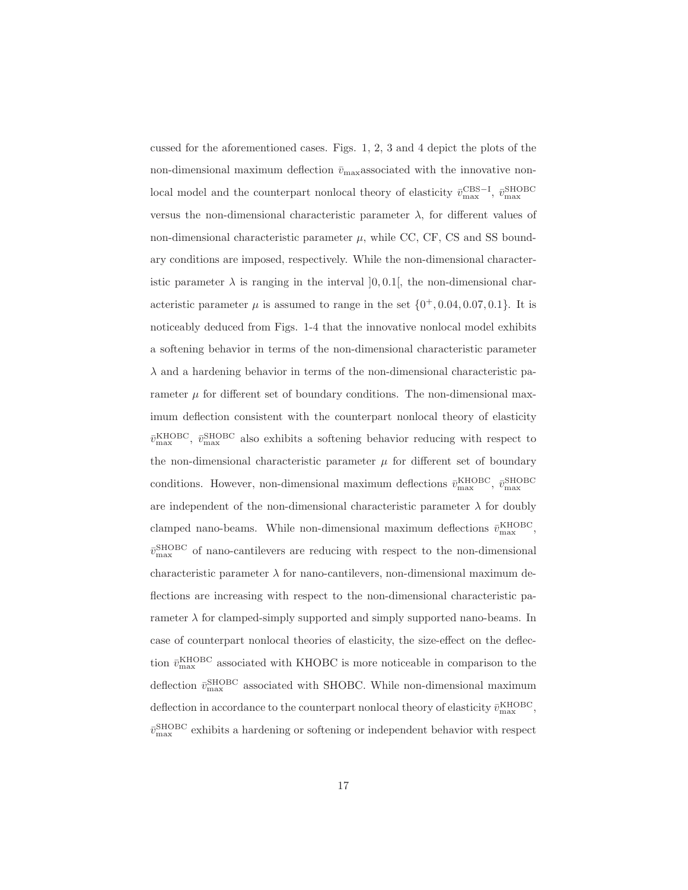cussed for the aforementioned cases. Figs. 1, 2, 3 and 4 depict the plots of the non-dimensional maximum deflection $\bar{v}_{\max}$associated with the innovative nonlocal model and the counterpart nonlocal theory of elasticity $\bar{v}_{\max}^{\mathrm{CBS-I}}$, $\bar{v}_{\max}^{\mathrm{SHOBC}}$ versus the non-dimensional characteristic parameter $\lambda$, for different values of non-dimensional characteristic parameter $\mu$, while CC, CF, CS and SS boundary conditions are imposed, respectively. While the non-dimensional characteristic parameter $\lambda$ is ranging in the interval $]0, 0.1[$, the non-dimensional characteristic parameter $\mu$ is assumed to range in the set $\{0^+, 0.04, 0.07, 0.1\}$. It is noticeably deduced from Figs. 1-4 that the innovative nonlocal model exhibits a softening behavior in terms of the non-dimensional characteristic parameter $\lambda$ and a hardening behavior in terms of the non-dimensional characteristic parameter $\mu$ for different set of boundary conditions. The non-dimensional maximum deflection consistent with the counterpart nonlocal theory of elasticity $\bar{v}_{\max}^{\mathrm{KHOBC}}$, $\bar{v}_{\max}^{\mathrm{SHOBC}}$ also exhibits a softening behavior reducing with respect to the non-dimensional characteristic parameter $\mu$ for different set of boundary conditions. However, non-dimensional maximum deflections $\bar{v}_{\max}^{\mathrm{KHOBC}}$, $\bar{v}_{\max}^{\mathrm{SHOBC}}$ are independent of the non-dimensional characteristic parameter $\lambda$ for doubly clamped nano-beams. While non-dimensional maximum deflections $\bar{v}_{\max}^{\mathrm{KHOBC}}$, $\bar{v}_{\max}^{\mathrm{SHOBC}}$ of nano-cantilevers are reducing with respect to the non-dimensional characteristic parameter $\lambda$ for nano-cantilevers, non-dimensional maximum deflections are increasing with respect to the non-dimensional characteristic parameter $\lambda$ for clamped-simply supported and simply supported nano-beams. In case of counterpart nonlocal theories of elasticity, the size-effect on the deflection $\bar{v}_{\max}^{\mathrm{KHOBC}}$ associated with KHOBC is more noticeable in comparison to the deflection $\bar{v}_{\max}^{\mathrm{SHOBC}}$ associated with SHOBC. While non-dimensional maximum deflection in accordance to the counterpart nonlocal theory of elasticity $\bar{v}_{\max}^{\mathrm{KHOBC}}$, $\bar{v}_{\max}^{\mathrm{SHOBC}}$ exhibits a hardening or softening or independent behavior with respect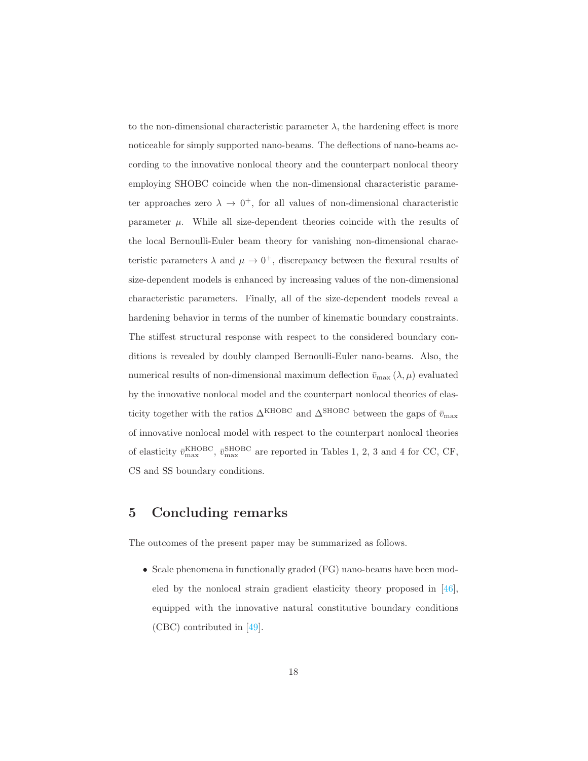to the non-dimensional characteristic parameter $\lambda$, the hardening effect is more noticeable for simply supported nano-beams. The deflections of nano-beams according to the innovative nonlocal theory and the counterpart nonlocal theory employing SHOBC coincide when the non-dimensional characteristic parameter approaches zero $\lambda \to 0^+$, for all values of non-dimensional characteristic parameter $\mu$. While all size-dependent theories coincide with the results of the local Bernoulli-Euler beam theory for vanishing non-dimensional characteristic parameters $\lambda$ and $\mu \to 0^+$, discrepancy between the flexural results of size-dependent models is enhanced by increasing values of the non-dimensional characteristic parameters. Finally, all of the size-dependent models reveal a hardening behavior in terms of the number of kinematic boundary constraints. The stiffest structural response with respect to the considered boundary conditions is revealed by doubly clamped Bernoulli-Euler nano-beams. Also, the numerical results of non-dimensional maximum deflection $\bar{v}_{\max}(\lambda, \mu)$ evaluated by the innovative nonlocal model and the counterpart nonlocal theories of elasticity together with the ratios $\Delta^{\text{KHOBC}}$ and $\Delta^{\text{SHOBC}}$ between the gaps of $\bar{v}_{\max}$ of innovative nonlocal model with respect to the counterpart nonlocal theories of elasticity $\bar{v}_{\max}^{\text{KHOBC}}$, $\bar{v}_{\max}^{\text{SHOBC}}$ are reported in Tables 1, 2, 3 and 4 for CC, CF, CS and SS boundary conditions.

## 5 Concluding remarks

The outcomes of the present paper may be summarized as follows.

- Scale phenomena in functionally graded (FG) nano-beams have been modeled by the nonlocal strain gradient elasticity theory proposed in [46], equipped with the innovative natural constitutive boundary conditions (CBC) contributed in [49].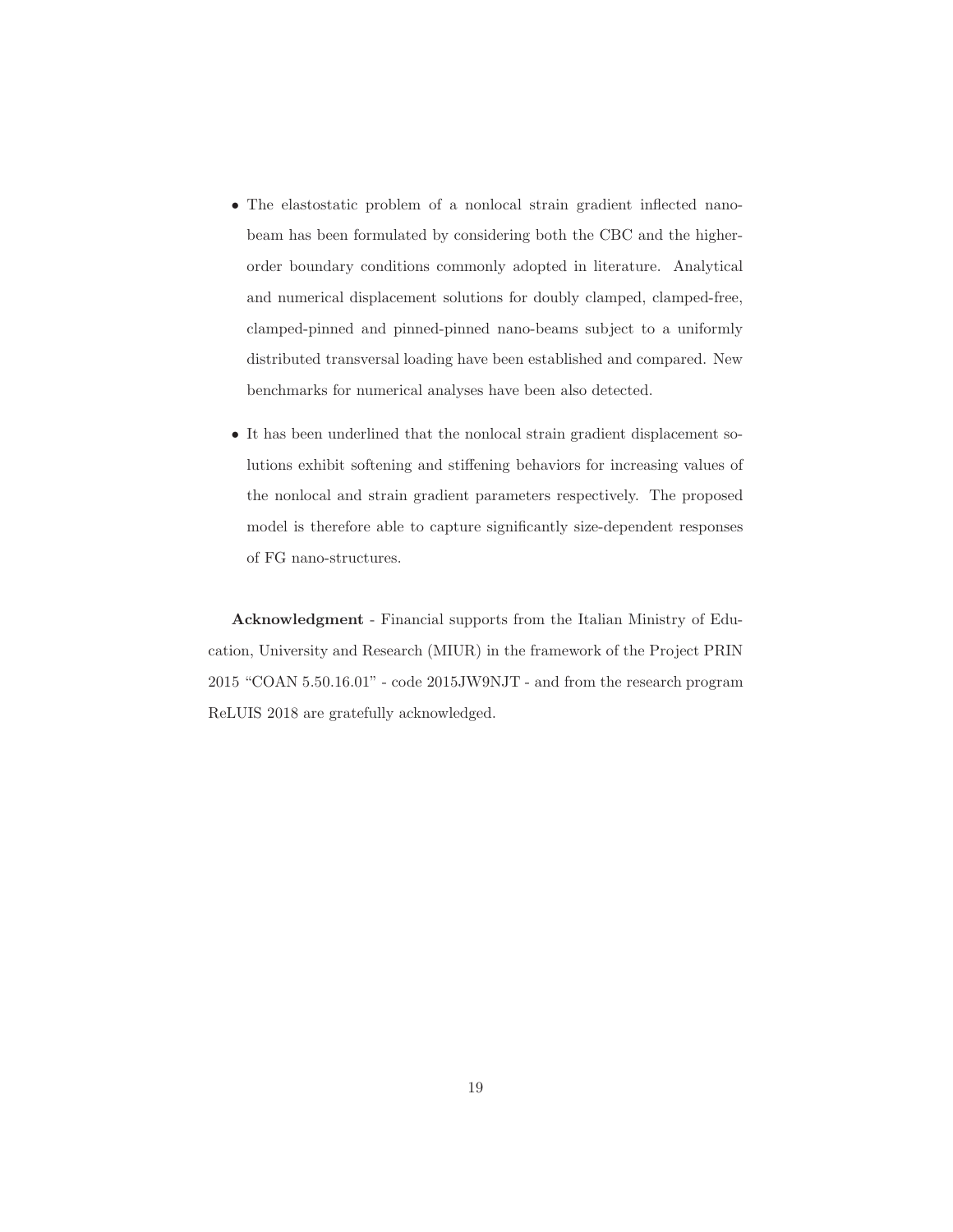- The elastostatic problem of a nonlocal strain gradient inflected nano-beam has been formulated by considering both the CBC and the higher-order boundary conditions commonly adopted in literature. Analytical and numerical displacement solutions for doubly clamped, clamped-free, clamped-pinned and pinned-pinned nano-beams subject to a uniformly distributed transversal loading have been established and compared. New benchmarks for numerical analyses have been also detected.

- It has been underlined that the nonlocal strain gradient displacement solutions exhibit softening and stiffening behaviors for increasing values of the nonlocal and strain gradient parameters respectively. The proposed model is therefore able to capture significantly size-dependent responses of FG nano-structures.

**Acknowledgment** - Financial supports from the Italian Ministry of Education, University and Research (MIUR) in the framework of the Project PRIN 2015 "COAN 5.50.16.01" - code 2015JW9NJT - and from the research program ReLUIS 2018 are gratefully acknowledged.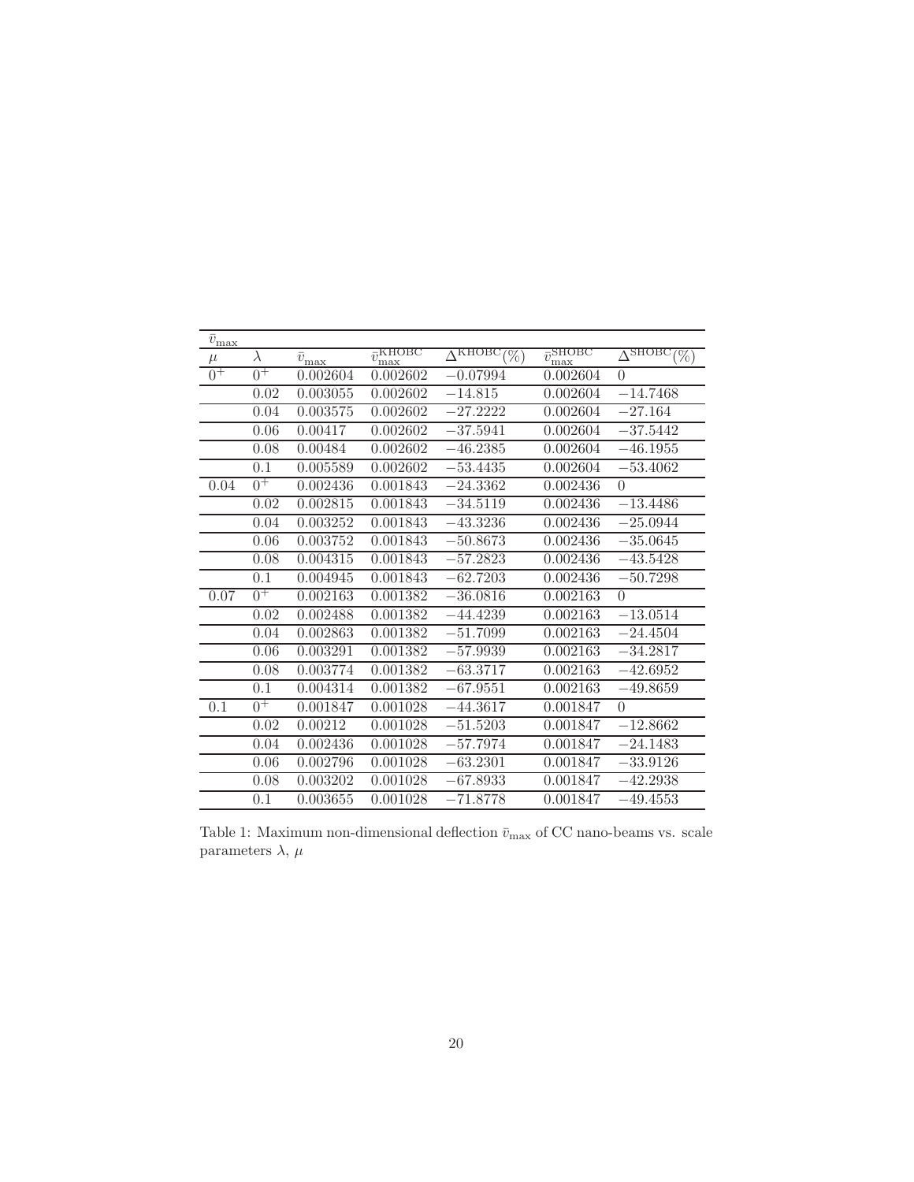| $\bar{v}_{\max}$ | | | | | | |
|---|---|---|---|---|---|---|
| $\mu$ | $\lambda$ | $\bar{v}_{\max}$ | $\bar{v}_{\max}^{\text{KHOBC}}$ | $\Delta^{\text{KHOBC}}(\%)$ | $\bar{v}_{\max}^{\text{SHOBC}}$ | $\Delta^{\text{SHOBC}}(\%)$ |
| $0^+$ | $0^+$ | 0.002604 | 0.002602 | $-0.07994$ | 0.002604 | 0 |
| | 0.02 | 0.003055 | 0.002602 | $-14.815$ | 0.002604 | $-14.7468$ |
| | 0.04 | 0.003575 | 0.002602 | $-27.2222$ | 0.002604 | $-27.164$ |
| | 0.06 | 0.00417 | 0.002602 | $-37.5941$ | 0.002604 | $-37.5442$ |
| | 0.08 | 0.00484 | 0.002602 | $-46.2385$ | 0.002604 | $-46.1955$ |
| | 0.1 | 0.005589 | 0.002602 | $-53.4435$ | 0.002604 | $-53.4062$ |
| 0.04 | $0^+$ | 0.002436 | 0.001843 | $-24.3362$ | 0.002436 | 0 |
| | 0.02 | 0.002815 | 0.001843 | $-34.5119$ | 0.002436 | $-13.4486$ |
| | 0.04 | 0.003252 | 0.001843 | $-43.3236$ | 0.002436 | $-25.0944$ |
| | 0.06 | 0.003752 | 0.001843 | $-50.8673$ | 0.002436 | $-35.0645$ |
| | 0.08 | 0.004315 | 0.001843 | $-57.2823$ | 0.002436 | $-43.5428$ |
| | 0.1 | 0.004945 | 0.001843 | $-62.7203$ | 0.002436 | $-50.7298$ |
| 0.07 | $0^+$ | 0.002163 | 0.001382 | $-36.0816$ | 0.002163 | 0 |
| | 0.02 | 0.002488 | 0.001382 | $-44.4239$ | 0.002163 | $-13.0514$ |
| | 0.04 | 0.002863 | 0.001382 | $-51.7099$ | 0.002163 | $-24.4504$ |
| | 0.06 | 0.003291 | 0.001382 | $-57.9939$ | 0.002163 | $-34.2817$ |
| | 0.08 | 0.003774 | 0.001382 | $-63.3717$ | 0.002163 | $-42.6952$ |
| | 0.1 | 0.004314 | 0.001382 | $-67.9551$ | 0.002163 | $-49.8659$ |
| 0.1 | $0^+$ | 0.001847 | 0.001028 | $-44.3617$ | 0.001847 | 0 |
| | 0.02 | 0.00212 | 0.001028 | $-51.5203$ | 0.001847 | $-12.8662$ |
| | 0.04 | 0.002436 | 0.001028 | $-57.7974$ | 0.001847 | $-24.1483$ |
| | 0.06 | 0.002796 | 0.001028 | $-63.2301$ | 0.001847 | $-33.9126$ |
| | 0.08 | 0.003202 | 0.001028 | $-67.8933$ | 0.001847 | $-42.2938$ |
| | 0.1 | 0.003655 | 0.001028 | $-71.8778$ | 0.001847 | $-49.4553$ |

Table 1: Maximum non-dimensional deflection $\bar{v}_{\max}$ of CC nano-beams vs. scale parameters $\lambda$, $\mu$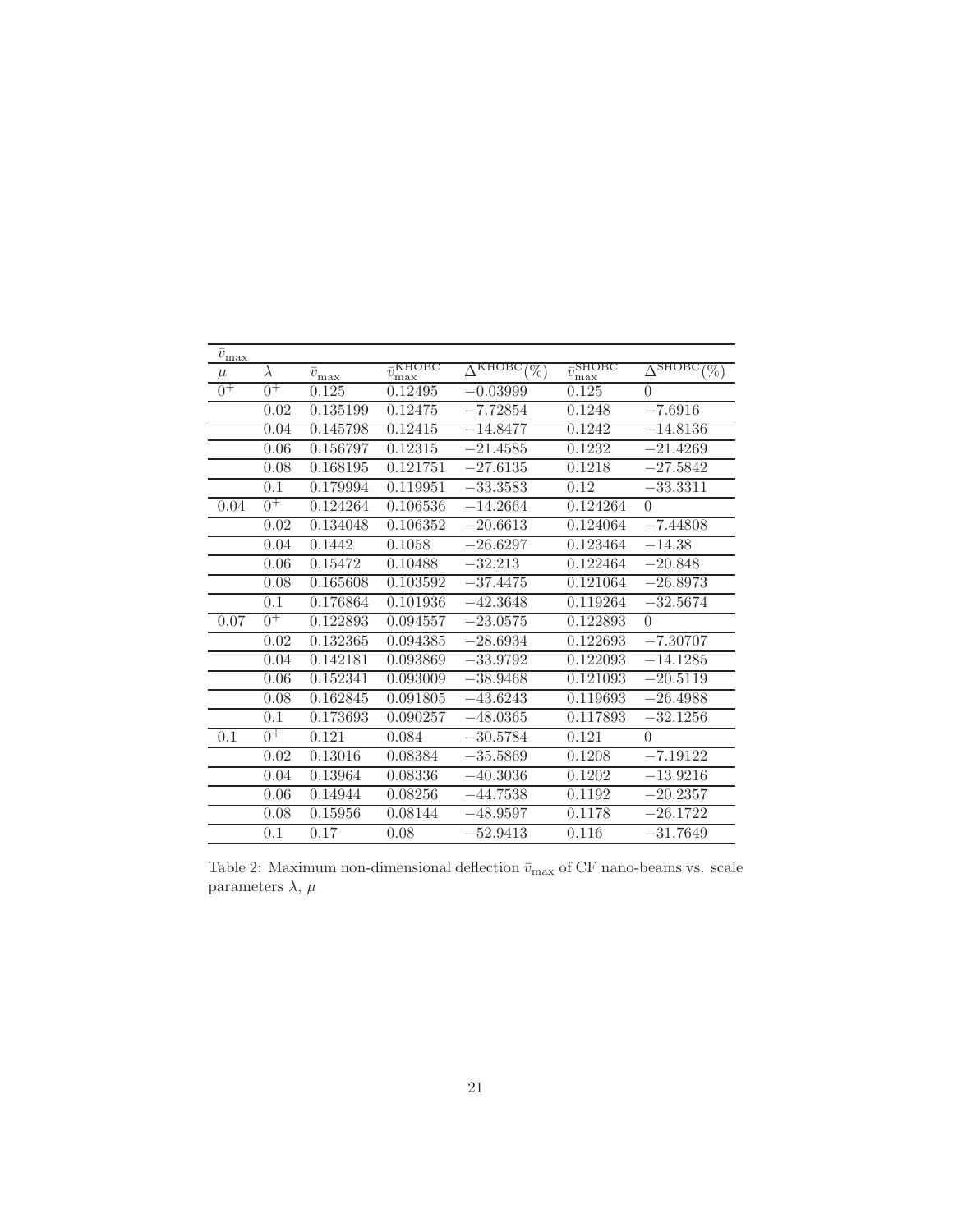| $\bar{v}_{\max}$ | | | | | | |
|---|---|---|---|---|---|---|
| $\mu$ | $\lambda$ | $\bar{v}_{\max}$ | $\bar{v}_{\max}^{\mathrm{KHOBC}}$ | $\Delta^{\mathrm{KHOBC}}(\%)$ | $\bar{v}_{\max}^{\mathrm{SHOBC}}$ | $\Delta^{\mathrm{SHOBC}}(\%)$ |
| $0^{+}$ | $0^{+}$ | 0.125 | 0.12495 | −0.03999 | 0.125 | 0 |
| | 0.02 | 0.135199 | 0.12475 | −7.72854 | 0.1248 | −7.6916 |
| | 0.04 | 0.145798 | 0.12415 | −14.8477 | 0.1242 | −14.8136 |
| | 0.06 | 0.156797 | 0.12315 | −21.4585 | 0.1232 | −21.4269 |
| | 0.08 | 0.168195 | 0.121751 | −27.6135 | 0.1218 | −27.5842 |
| | 0.1 | 0.179994 | 0.119951 | −33.3583 | 0.12 | −33.3311 |
| 0.04 | $0^{+}$ | 0.124264 | 0.106536 | −14.2664 | 0.124264 | 0 |
| | 0.02 | 0.134048 | 0.106352 | −20.6613 | 0.124064 | −7.44808 |
| | 0.04 | 0.1442 | 0.1058 | −26.6297 | 0.123464 | −14.38 |
| | 0.06 | 0.15472 | 0.10488 | −32.213 | 0.122464 | −20.848 |
| | 0.08 | 0.165608 | 0.103592 | −37.4475 | 0.121064 | −26.8973 |
| | 0.1 | 0.176864 | 0.101936 | −42.3648 | 0.119264 | −32.5674 |
| 0.07 | $0^{+}$ | 0.122893 | 0.094557 | −23.0575 | 0.122893 | 0 |
| | 0.02 | 0.132365 | 0.094385 | −28.6934 | 0.122693 | −7.30707 |
| | 0.04 | 0.142181 | 0.093869 | −33.9792 | 0.122093 | −14.1285 |
| | 0.06 | 0.152341 | 0.093009 | −38.9468 | 0.121093 | −20.5119 |
| | 0.08 | 0.162845 | 0.091805 | −43.6243 | 0.119693 | −26.4988 |
| | 0.1 | 0.173693 | 0.090257 | −48.0365 | 0.117893 | −32.1256 |
| 0.1 | $0^{+}$ | 0.121 | 0.084 | −30.5784 | 0.121 | 0 |
| | 0.02 | 0.13016 | 0.08384 | −35.5869 | 0.1208 | −7.19122 |
| | 0.04 | 0.13964 | 0.08336 | −40.3036 | 0.1202 | −13.9216 |
| | 0.06 | 0.14944 | 0.08256 | −44.7538 | 0.1192 | −20.2357 |
| | 0.08 | 0.15956 | 0.08144 | −48.9597 | 0.1178 | −26.1722 |
| | 0.1 | 0.17 | 0.08 | −52.9413 | 0.116 | −31.7649 |

Table 2: Maximum non-dimensional deflection $\bar{v}_{\max}$ of CF nano-beams vs. scale parameters $\lambda$, $\mu$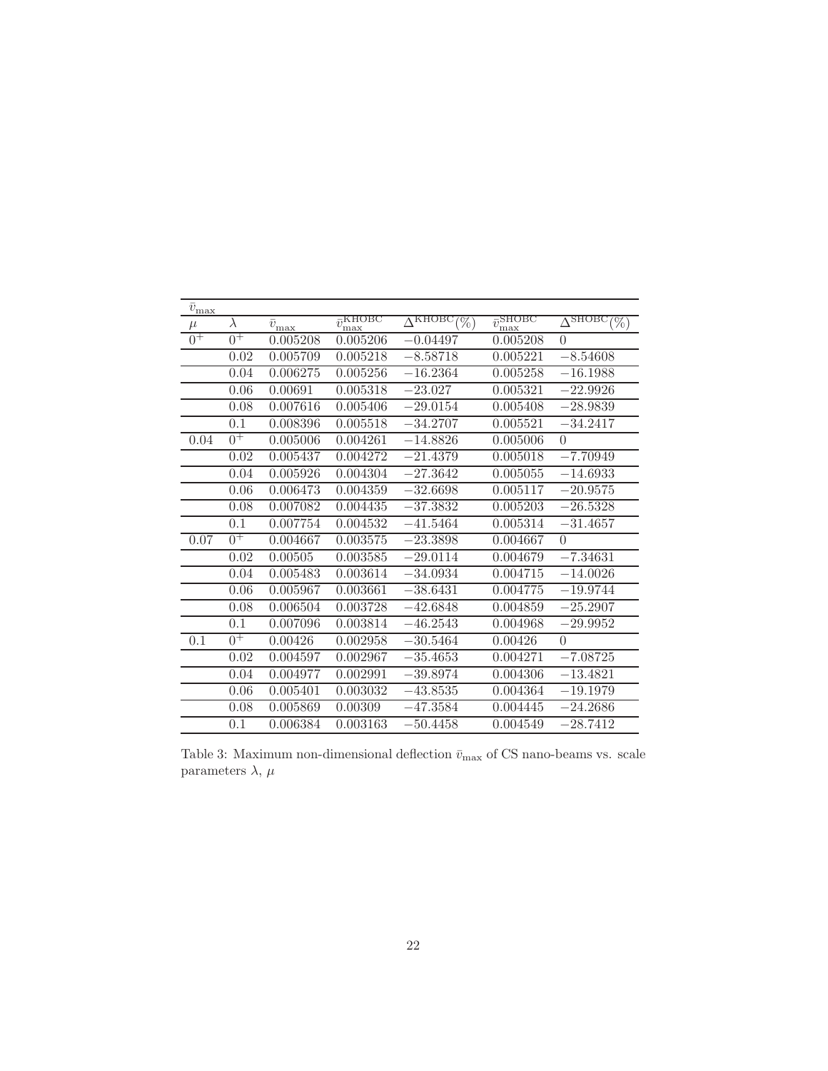| $\bar{v}_{\max}$ | | | | | | |
|---|---|---|---|---|---|---|
| $\mu$ | $\lambda$ | $\bar{v}_{\max}$ | $\bar{v}_{\max}^{\mathrm{KHOBC}}$ | $\Delta^{\mathrm{KHOBC}}(\%)$ | $\bar{v}_{\max}^{\mathrm{SHOBC}}$ | $\Delta^{\mathrm{SHOBC}}(\%)$ |
| $0^+$ | $0^+$ | 0.005208 | 0.005206 | −0.04497 | 0.005208 | 0 |
| | 0.02 | 0.005709 | 0.005218 | −8.58718 | 0.005221 | −8.54608 |
| | 0.04 | 0.006275 | 0.005256 | −16.2364 | 0.005258 | −16.1988 |
| | 0.06 | 0.00691 | 0.005318 | −23.027 | 0.005321 | −22.9926 |
| | 0.08 | 0.007616 | 0.005406 | −29.0154 | 0.005408 | −28.9839 |
| | 0.1 | 0.008396 | 0.005518 | −34.2707 | 0.005521 | −34.2417 |
| 0.04 | $0^+$ | 0.005006 | 0.004261 | −14.8826 | 0.005006 | 0 |
| | 0.02 | 0.005437 | 0.004272 | −21.4379 | 0.005018 | −7.70949 |
| | 0.04 | 0.005926 | 0.004304 | −27.3642 | 0.005055 | −14.6933 |
| | 0.06 | 0.006473 | 0.004359 | −32.6698 | 0.005117 | −20.9575 |
| | 0.08 | 0.007082 | 0.004435 | −37.3832 | 0.005203 | −26.5328 |
| | 0.1 | 0.007754 | 0.004532 | −41.5464 | 0.005314 | −31.4657 |
| 0.07 | $0^+$ | 0.004667 | 0.003575 | −23.3898 | 0.004667 | 0 |
| | 0.02 | 0.00505 | 0.003585 | −29.0114 | 0.004679 | −7.34631 |
| | 0.04 | 0.005483 | 0.003614 | −34.0934 | 0.004715 | −14.0026 |
| | 0.06 | 0.005967 | 0.003661 | −38.6431 | 0.004775 | −19.9744 |
| | 0.08 | 0.006504 | 0.003728 | −42.6848 | 0.004859 | −25.2907 |
| | 0.1 | 0.007096 | 0.003814 | −46.2543 | 0.004968 | −29.9952 |
| 0.1 | $0^+$ | 0.00426 | 0.002958 | −30.5464 | 0.00426 | 0 |
| | 0.02 | 0.004597 | 0.002967 | −35.4653 | 0.004271 | −7.08725 |
| | 0.04 | 0.004977 | 0.002991 | −39.8974 | 0.004306 | −13.4821 |
| | 0.06 | 0.005401 | 0.003032 | −43.8535 | 0.004364 | −19.1979 |
| | 0.08 | 0.005869 | 0.00309 | −47.3584 | 0.004445 | −24.2686 |
| | 0.1 | 0.006384 | 0.003163 | −50.4458 | 0.004549 | −28.7412 |

Table 3: Maximum non-dimensional deflection $\bar{v}_{\max}$ of CS nano-beams vs. scale parameters $\lambda$, $\mu$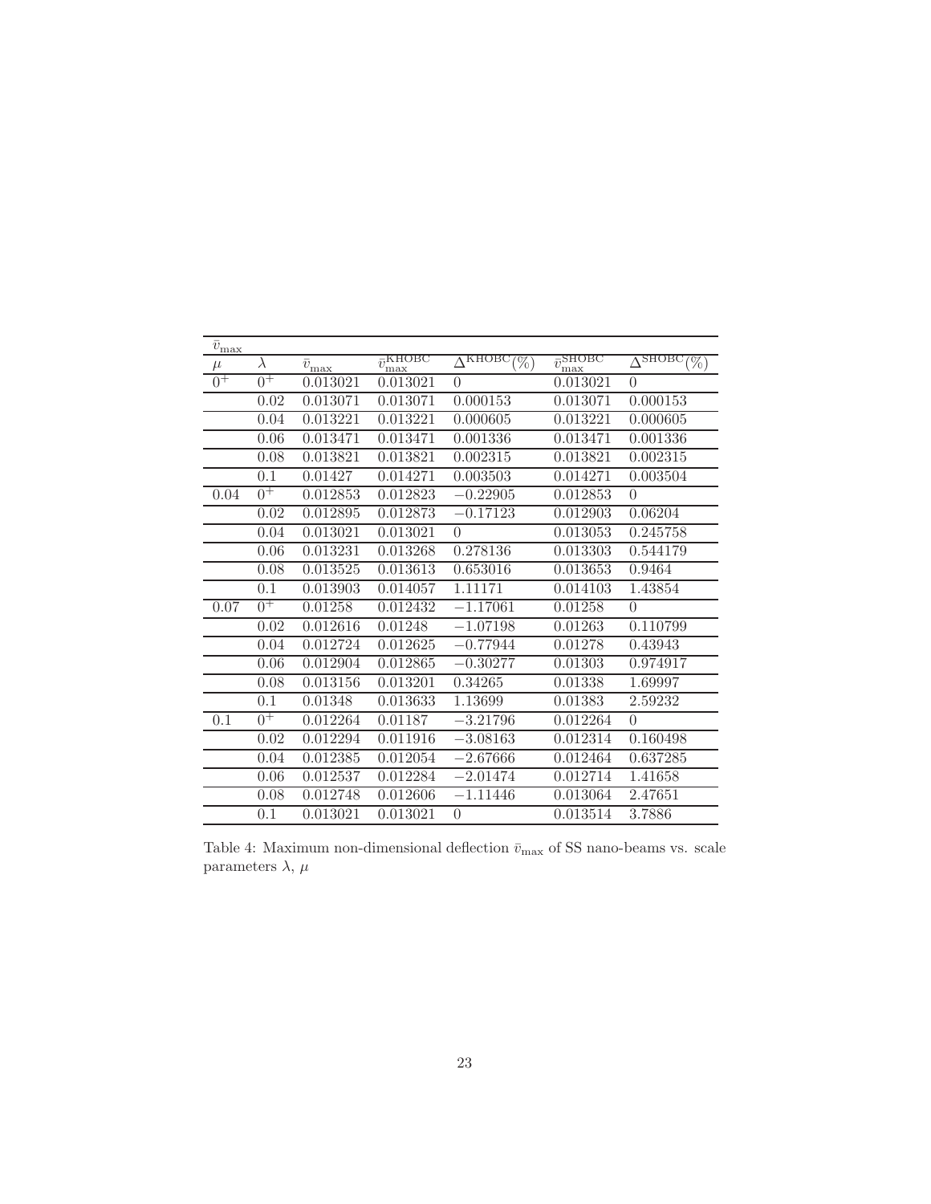| $\bar{v}_{\max}$ | | | | | | |
|---|---|---|---|---|---|---|
| $\mu$ | $\lambda$ | $\bar{v}_{\max}$ | $\bar{v}_{\max}^{\text{KHOBC}}$ | $\Delta^{\text{KHOBC}}(\%)$ | $\bar{v}_{\max}^{\text{SHOBC}}$ | $\Delta^{\text{SHOBC}}(\%)$ |
| $0^+$ | $0^+$ | 0.013021 | 0.013021 | 0 | 0.013021 | 0 |
| | 0.02 | 0.013071 | 0.013071 | 0.000153 | 0.013071 | 0.000153 |
| | 0.04 | 0.013221 | 0.013221 | 0.000605 | 0.013221 | 0.000605 |
| | 0.06 | 0.013471 | 0.013471 | 0.001336 | 0.013471 | 0.001336 |
| | 0.08 | 0.013821 | 0.013821 | 0.002315 | 0.013821 | 0.002315 |
| | 0.1 | 0.01427 | 0.014271 | 0.003503 | 0.014271 | 0.003504 |
| 0.04 | $0^+$ | 0.012853 | 0.012823 | $-0.22905$ | 0.012853 | 0 |
| | 0.02 | 0.012895 | 0.012873 | $-0.17123$ | 0.012903 | 0.06204 |
| | 0.04 | 0.013021 | 0.013021 | 0 | 0.013053 | 0.245758 |
| | 0.06 | 0.013231 | 0.013268 | 0.278136 | 0.013303 | 0.544179 |
| | 0.08 | 0.013525 | 0.013613 | 0.653016 | 0.013653 | 0.9464 |
| | 0.1 | 0.013903 | 0.014057 | 1.11171 | 0.014103 | 1.43854 |
| 0.07 | $0^+$ | 0.01258 | 0.012432 | $-1.17061$ | 0.01258 | 0 |
| | 0.02 | 0.012616 | 0.01248 | $-1.07198$ | 0.01263 | 0.110799 |
| | 0.04 | 0.012724 | 0.012625 | $-0.77944$ | 0.01278 | 0.43943 |
| | 0.06 | 0.012904 | 0.012865 | $-0.30277$ | 0.01303 | 0.974917 |
| | 0.08 | 0.013156 | 0.013201 | 0.34265 | 0.01338 | 1.69997 |
| | 0.1 | 0.01348 | 0.013633 | 1.13699 | 0.01383 | 2.59232 |
| 0.1 | $0^+$ | 0.012264 | 0.01187 | $-3.21796$ | 0.012264 | 0 |
| | 0.02 | 0.012294 | 0.011916 | $-3.08163$ | 0.012314 | 0.160498 |
| | 0.04 | 0.012385 | 0.012054 | $-2.67666$ | 0.012464 | 0.637285 |
| | 0.06 | 0.012537 | 0.012284 | $-2.01474$ | 0.012714 | 1.41658 |
| | 0.08 | 0.012748 | 0.012606 | $-1.11446$ | 0.013064 | 2.47651 |
| | 0.1 | 0.013021 | 0.013021 | 0 | 0.013514 | 3.7886 |

Table 4: Maximum non-dimensional deflection $\bar{v}_{\max}$ of SS nano-beams vs. scale parameters $\lambda$, $\mu$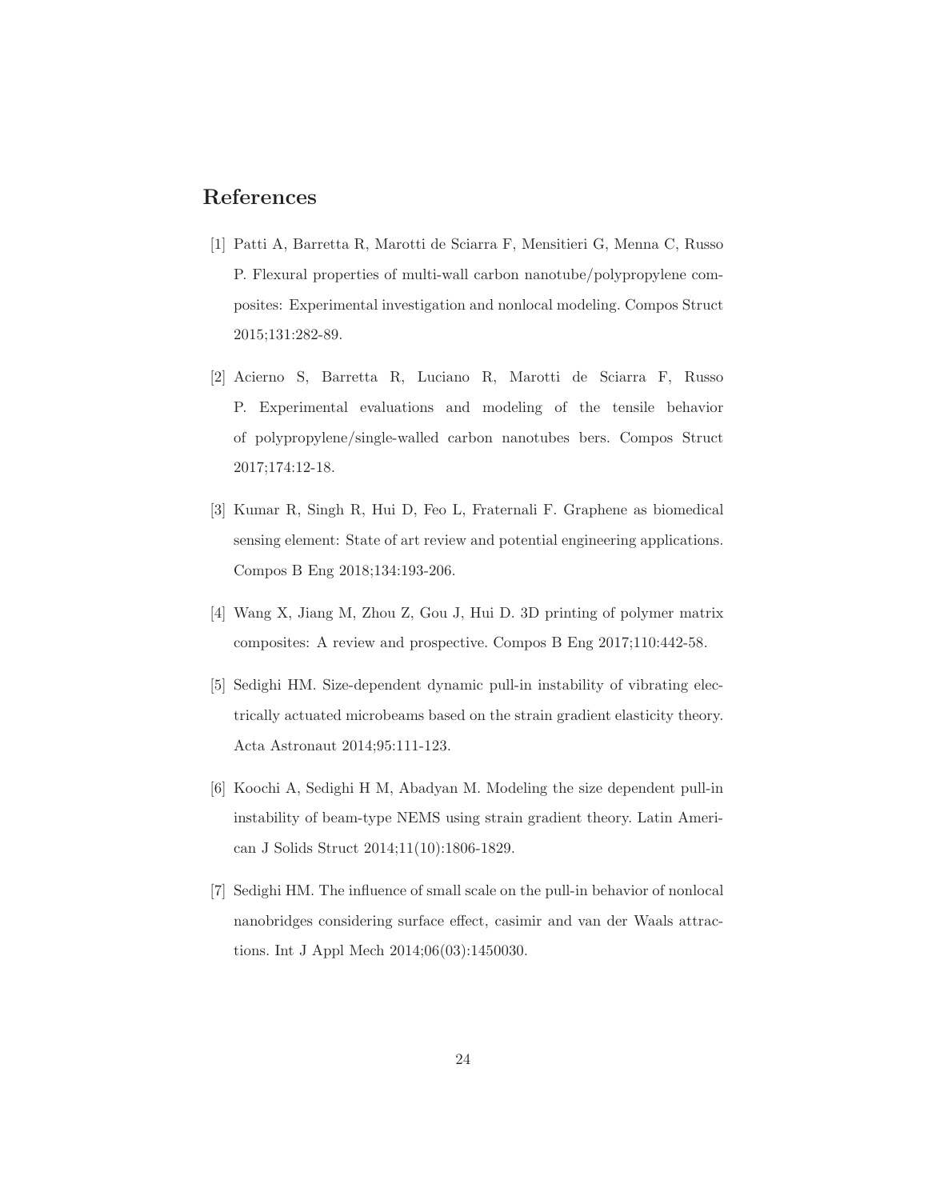## References

[1] Patti A, Barretta R, Marotti de Sciarra F, Mensitieri G, Menna C, Russo P. Flexural properties of multi-wall carbon nanotube/polypropylene composites: Experimental investigation and nonlocal modeling. Compos Struct 2015;131:282-89.

[2] Acierno S, Barretta R, Luciano R, Marotti de Sciarra F, Russo P. Experimental evaluations and modeling of the tensile behavior of polypropylene/single-walled carbon nanotubes bers. Compos Struct 2017;174:12-18.

[3] Kumar R, Singh R, Hui D, Feo L, Fraternali F. Graphene as biomedical sensing element: State of art review and potential engineering applications. Compos B Eng 2018;134:193-206.

[4] Wang X, Jiang M, Zhou Z, Gou J, Hui D. 3D printing of polymer matrix composites: A review and prospective. Compos B Eng 2017;110:442-58.

[5] Sedighi HM. Size-dependent dynamic pull-in instability of vibrating electrically actuated microbeams based on the strain gradient elasticity theory. Acta Astronaut 2014;95:111-123.

[6] Koochi A, Sedighi H M, Abadyan M. Modeling the size dependent pull-in instability of beam-type NEMS using strain gradient theory. Latin American J Solids Struct 2014;11(10):1806-1829.

[7] Sedighi HM. The influence of small scale on the pull-in behavior of nonlocal nanobridges considering surface effect, casimir and van der Waals attractions. Int J Appl Mech 2014;06(03):1450030.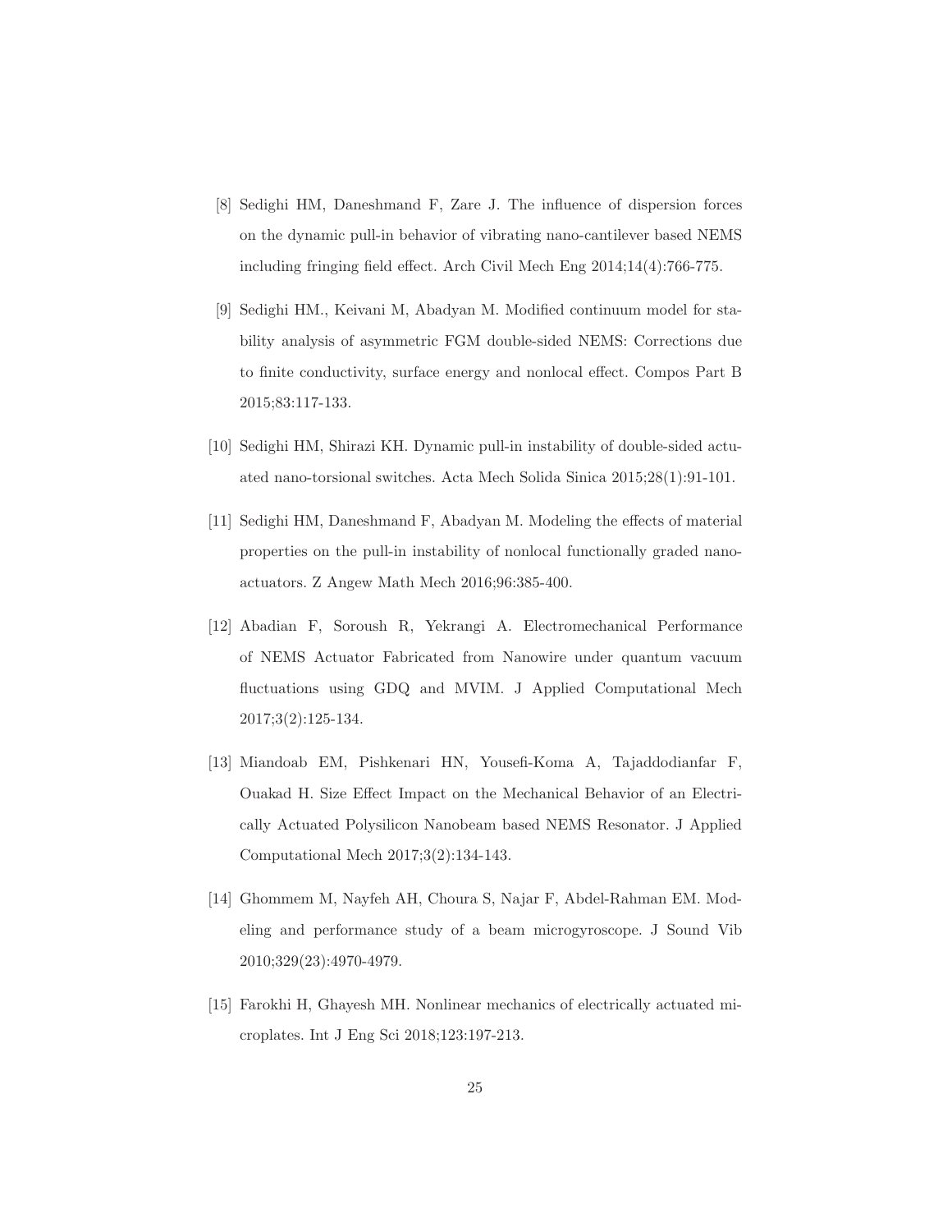[8] Sedighi HM, Daneshmand F, Zare J. The influence of dispersion forces on the dynamic pull-in behavior of vibrating nano-cantilever based NEMS including fringing field effect. Arch Civil Mech Eng 2014;14(4):766-775.

[9] Sedighi HM., Keivani M, Abadyan M. Modified continuum model for stability analysis of asymmetric FGM double-sided NEMS: Corrections due to finite conductivity, surface energy and nonlocal effect. Compos Part B 2015;83:117-133.

[10] Sedighi HM, Shirazi KH. Dynamic pull-in instability of double-sided actuated nano-torsional switches. Acta Mech Solida Sinica 2015;28(1):91-101.

[11] Sedighi HM, Daneshmand F, Abadyan M. Modeling the effects of material properties on the pull-in instability of nonlocal functionally graded nano-actuators. Z Angew Math Mech 2016;96:385-400.

[12] Abadian F, Soroush R, Yekrangi A. Electromechanical Performance of NEMS Actuator Fabricated from Nanowire under quantum vacuum fluctuations using GDQ and MVIM. J Applied Computational Mech 2017;3(2):125-134.

[13] Miandoab EM, Pishkenari HN, Yousefi-Koma A, Tajaddodianfar F, Ouakad H. Size Effect Impact on the Mechanical Behavior of an Electrically Actuated Polysilicon Nanobeam based NEMS Resonator. J Applied Computational Mech 2017;3(2):134-143.

[14] Ghommem M, Nayfeh AH, Choura S, Najar F, Abdel-Rahman EM. Modeling and performance study of a beam microgyroscope. J Sound Vib 2010;329(23):4970-4979.

[15] Farokhi H, Ghayesh MH. Nonlinear mechanics of electrically actuated microplates. Int J Eng Sci 2018;123:197-213.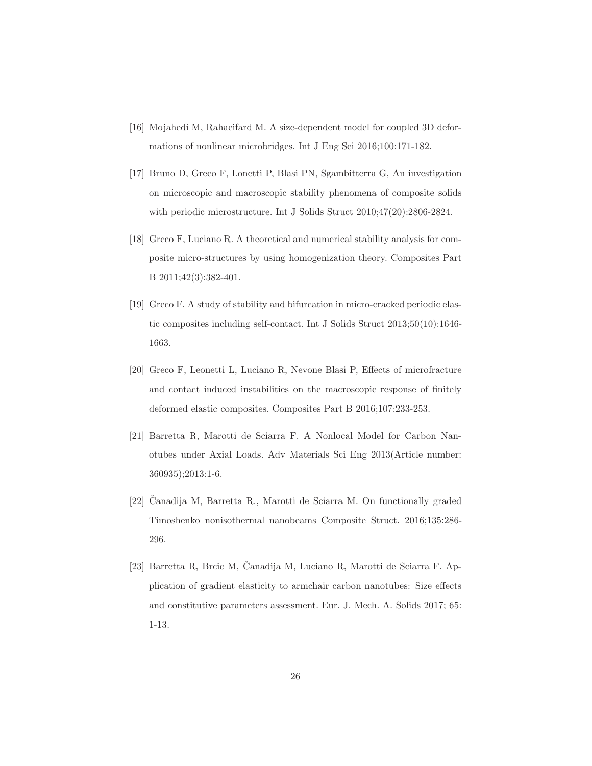[16] Mojahedi M, Rahaeifard M. A size-dependent model for coupled 3D deformations of nonlinear microbridges. Int J Eng Sci 2016;100:171-182.

[17] Bruno D, Greco F, Lonetti P, Blasi PN, Sgambitterra G, An investigation on microscopic and macroscopic stability phenomena of composite solids with periodic microstructure. Int J Solids Struct 2010;47(20):2806-2824.

[18] Greco F, Luciano R. A theoretical and numerical stability analysis for composite micro-structures by using homogenization theory. Composites Part B 2011;42(3):382-401.

[19] Greco F. A study of stability and bifurcation in micro-cracked periodic elastic composites including self-contact. Int J Solids Struct 2013;50(10):1646-1663.

[20] Greco F, Leonetti L, Luciano R, Nevone Blasi P, Effects of microfracture and contact induced instabilities on the macroscopic response of finitely deformed elastic composites. Composites Part B 2016;107:233-253.

[21] Barretta R, Marotti de Sciarra F. A Nonlocal Model for Carbon Nanotubes under Axial Loads. Adv Materials Sci Eng 2013(Article number: 360935);2013:1-6.

[22] Čanadija M, Barretta R., Marotti de Sciarra M. On functionally graded Timoshenko nonisothermal nanobeams Composite Struct. 2016;135:286-296.

[23] Barretta R, Brcic M, Čanadija M, Luciano R, Marotti de Sciarra F. Application of gradient elasticity to armchair carbon nanotubes: Size effects and constitutive parameters assessment. Eur. J. Mech. A. Solids 2017; 65: 1-13.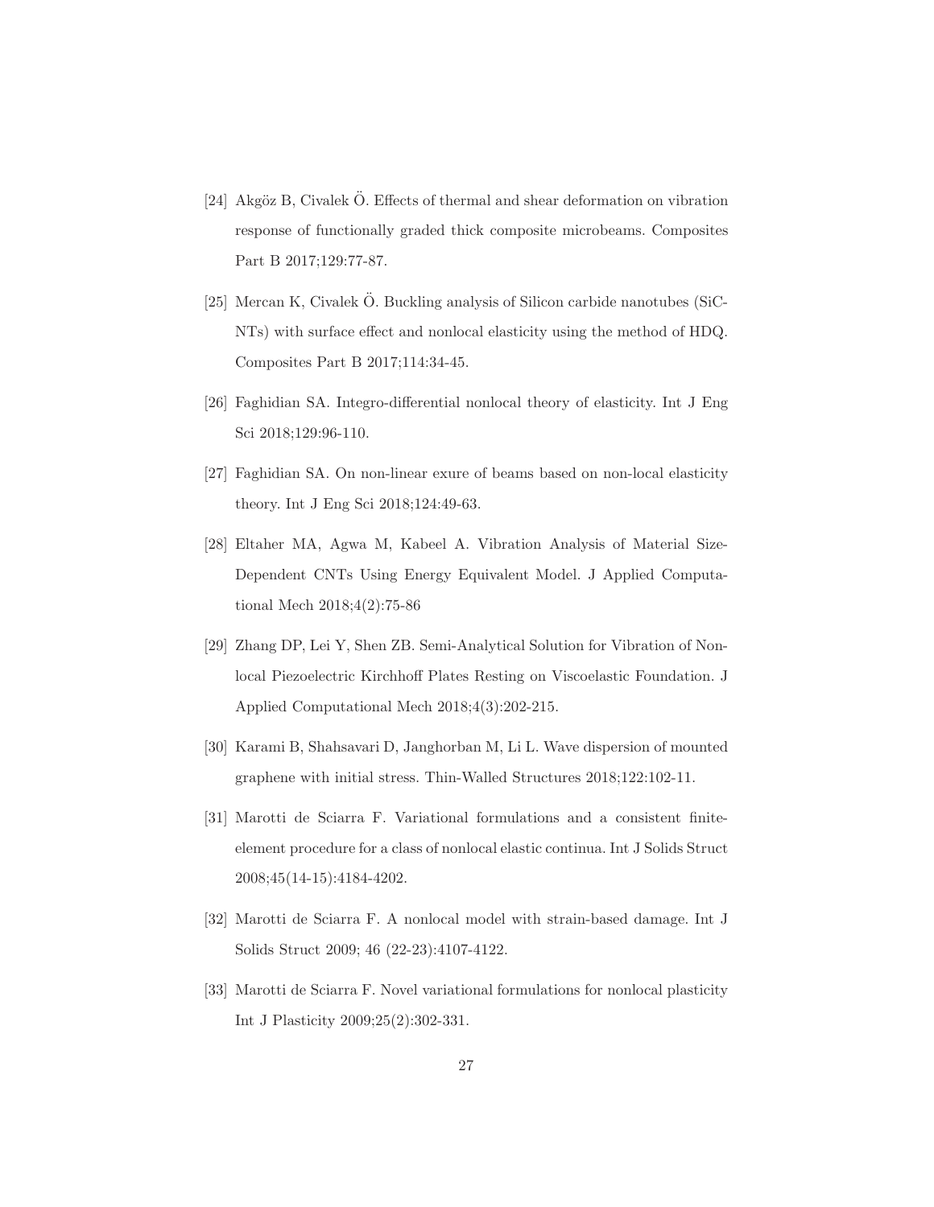[24] Akgöz B, Civalek Ö. Effects of thermal and shear deformation on vibration response of functionally graded thick composite microbeams. Composites Part B 2017;129:77-87.

[25] Mercan K, Civalek Ö. Buckling analysis of Silicon carbide nanotubes (SiC-NTs) with surface effect and nonlocal elasticity using the method of HDQ. Composites Part B 2017;114:34-45.

[26] Faghidian SA. Integro-differential nonlocal theory of elasticity. Int J Eng Sci 2018;129:96-110.

[27] Faghidian SA. On non-linear exure of beams based on non-local elasticity theory. Int J Eng Sci 2018;124:49-63.

[28] Eltaher MA, Agwa M, Kabeel A. Vibration Analysis of Material Size-Dependent CNTs Using Energy Equivalent Model. J Applied Computational Mech 2018;4(2):75-86

[29] Zhang DP, Lei Y, Shen ZB. Semi-Analytical Solution for Vibration of Nonlocal Piezoelectric Kirchhoff Plates Resting on Viscoelastic Foundation. J Applied Computational Mech 2018;4(3):202-215.

[30] Karami B, Shahsavari D, Janghorban M, Li L. Wave dispersion of mounted graphene with initial stress. Thin-Walled Structures 2018;122:102-11.

[31] Marotti de Sciarra F. Variational formulations and a consistent finite-element procedure for a class of nonlocal elastic continua. Int J Solids Struct 2008;45(14-15):4184-4202.

[32] Marotti de Sciarra F. A nonlocal model with strain-based damage. Int J Solids Struct 2009; 46 (22-23):4107-4122.

[33] Marotti de Sciarra F. Novel variational formulations for nonlocal plasticity Int J Plasticity 2009;25(2):302-331.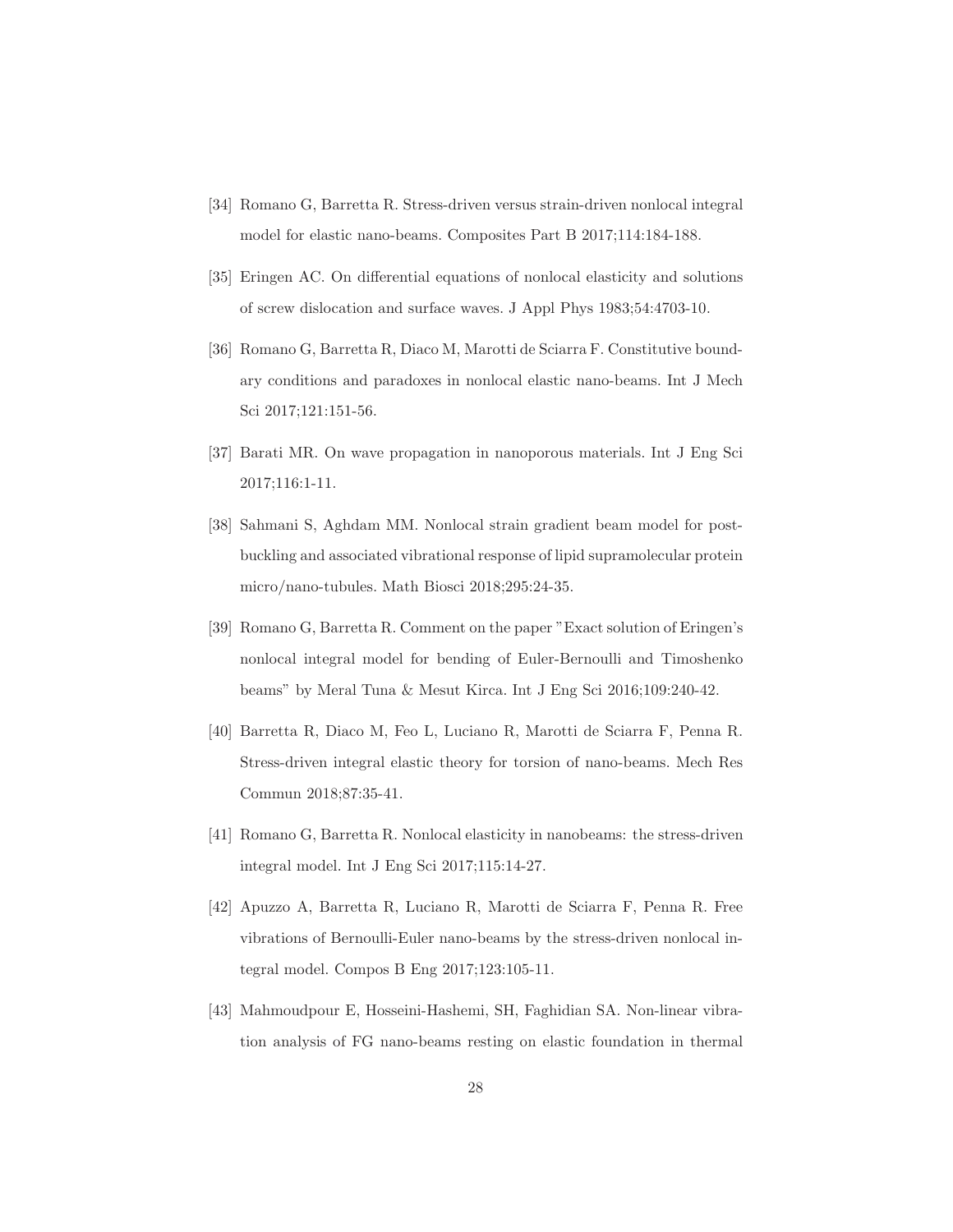[34] Romano G, Barretta R. Stress-driven versus strain-driven nonlocal integral model for elastic nano-beams. Composites Part B 2017;114:184-188.

[35] Eringen AC. On differential equations of nonlocal elasticity and solutions of screw dislocation and surface waves. J Appl Phys 1983;54:4703-10.

[36] Romano G, Barretta R, Diaco M, Marotti de Sciarra F. Constitutive boundary conditions and paradoxes in nonlocal elastic nano-beams. Int J Mech Sci 2017;121:151-56.

[37] Barati MR. On wave propagation in nanoporous materials. Int J Eng Sci 2017;116:1-11.

[38] Sahmani S, Aghdam MM. Nonlocal strain gradient beam model for post-buckling and associated vibrational response of lipid supramolecular protein micro/nano-tubules. Math Biosci 2018;295:24-35.

[39] Romano G, Barretta R. Comment on the paper "Exact solution of Eringen's nonlocal integral model for bending of Euler-Bernoulli and Timoshenko beams" by Meral Tuna & Mesut Kirca. Int J Eng Sci 2016;109:240-42.

[40] Barretta R, Diaco M, Feo L, Luciano R, Marotti de Sciarra F, Penna R. Stress-driven integral elastic theory for torsion of nano-beams. Mech Res Commun 2018;87:35-41.

[41] Romano G, Barretta R. Nonlocal elasticity in nanobeams: the stress-driven integral model. Int J Eng Sci 2017;115:14-27.

[42] Apuzzo A, Barretta R, Luciano R, Marotti de Sciarra F, Penna R. Free vibrations of Bernoulli-Euler nano-beams by the stress-driven nonlocal integral model. Compos B Eng 2017;123:105-11.

[43] Mahmoudpour E, Hosseini-Hashemi, SH, Faghidian SA. Non-linear vibration analysis of FG nano-beams resting on elastic foundation in thermal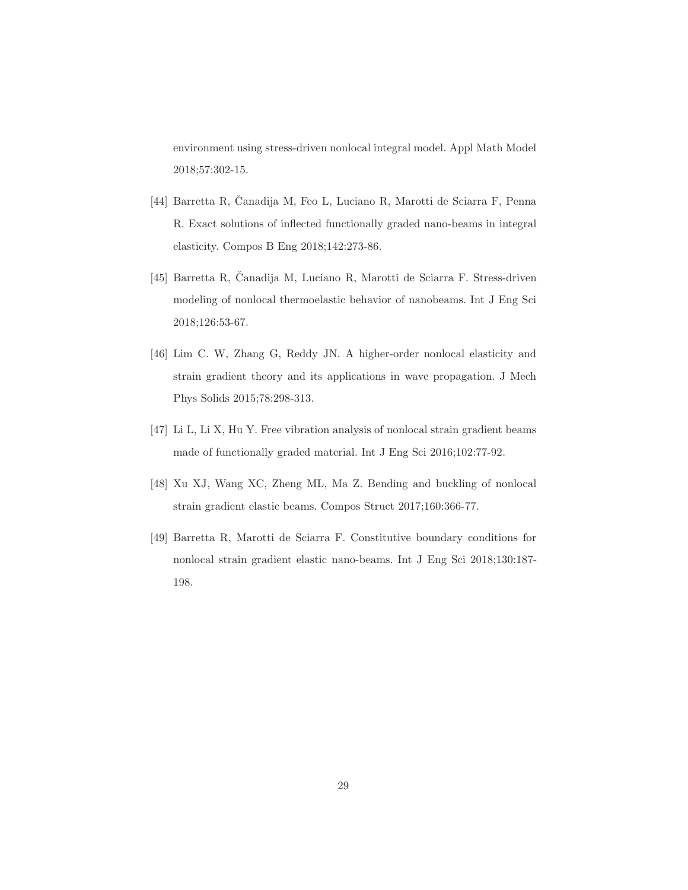environment using stress-driven nonlocal integral model. Appl Math Model 2018;57:302-15.

[44] Barretta R, Čanadija M, Feo L, Luciano R, Marotti de Sciarra F, Penna R. Exact solutions of inflected functionally graded nano-beams in integral elasticity. Compos B Eng 2018;142:273-86.

[45] Barretta R, Čanadija M, Luciano R, Marotti de Sciarra F. Stress-driven modeling of nonlocal thermoelastic behavior of nanobeams. Int J Eng Sci 2018;126:53-67.

[46] Lim C. W, Zhang G, Reddy JN. A higher-order nonlocal elasticity and strain gradient theory and its applications in wave propagation. J Mech Phys Solids 2015;78:298-313.

[47] Li L, Li X, Hu Y. Free vibration analysis of nonlocal strain gradient beams made of functionally graded material. Int J Eng Sci 2016;102:77-92.

[48] Xu XJ, Wang XC, Zheng ML, Ma Z. Bending and buckling of nonlocal strain gradient elastic beams. Compos Struct 2017;160:366-77.

[49] Barretta R, Marotti de Sciarra F. Constitutive boundary conditions for nonlocal strain gradient elastic nano-beams. Int J Eng Sci 2018;130:187-198.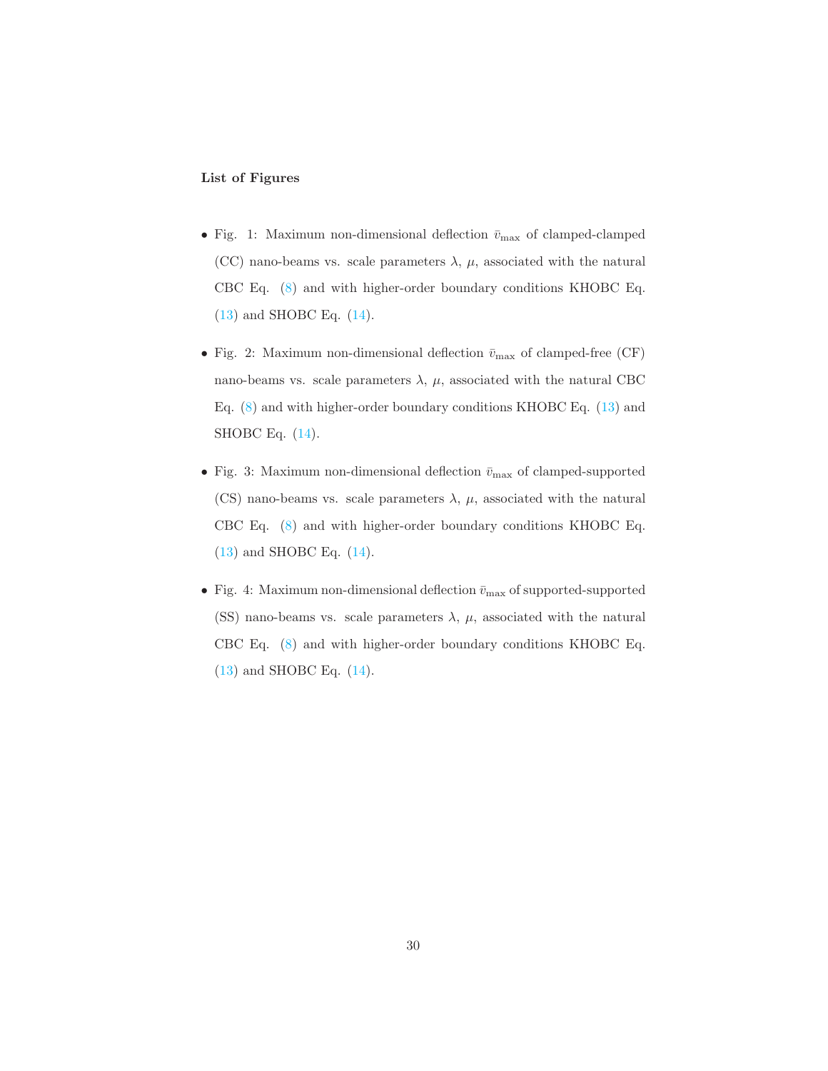**List of Figures**

- Fig. 1: Maximum non-dimensional deflection $\bar{v}_{\max}$ of clamped-clamped (CC) nano-beams vs. scale parameters $\lambda$, $\mu$, associated with the natural CBC Eq. (8) and with higher-order boundary conditions KHOBC Eq. (13) and SHOBC Eq. (14).

- Fig. 2: Maximum non-dimensional deflection $\bar{v}_{\max}$ of clamped-free (CF) nano-beams vs. scale parameters $\lambda$, $\mu$, associated with the natural CBC Eq. (8) and with higher-order boundary conditions KHOBC Eq. (13) and SHOBC Eq. (14).

- Fig. 3: Maximum non-dimensional deflection $\bar{v}_{\max}$ of clamped-supported (CS) nano-beams vs. scale parameters $\lambda$, $\mu$, associated with the natural CBC Eq. (8) and with higher-order boundary conditions KHOBC Eq. (13) and SHOBC Eq. (14).

- Fig. 4: Maximum non-dimensional deflection $\bar{v}_{\max}$ of supported-supported (SS) nano-beams vs. scale parameters $\lambda$, $\mu$, associated with the natural CBC Eq. (8) and with higher-order boundary conditions KHOBC Eq. (13) and SHOBC Eq. (14).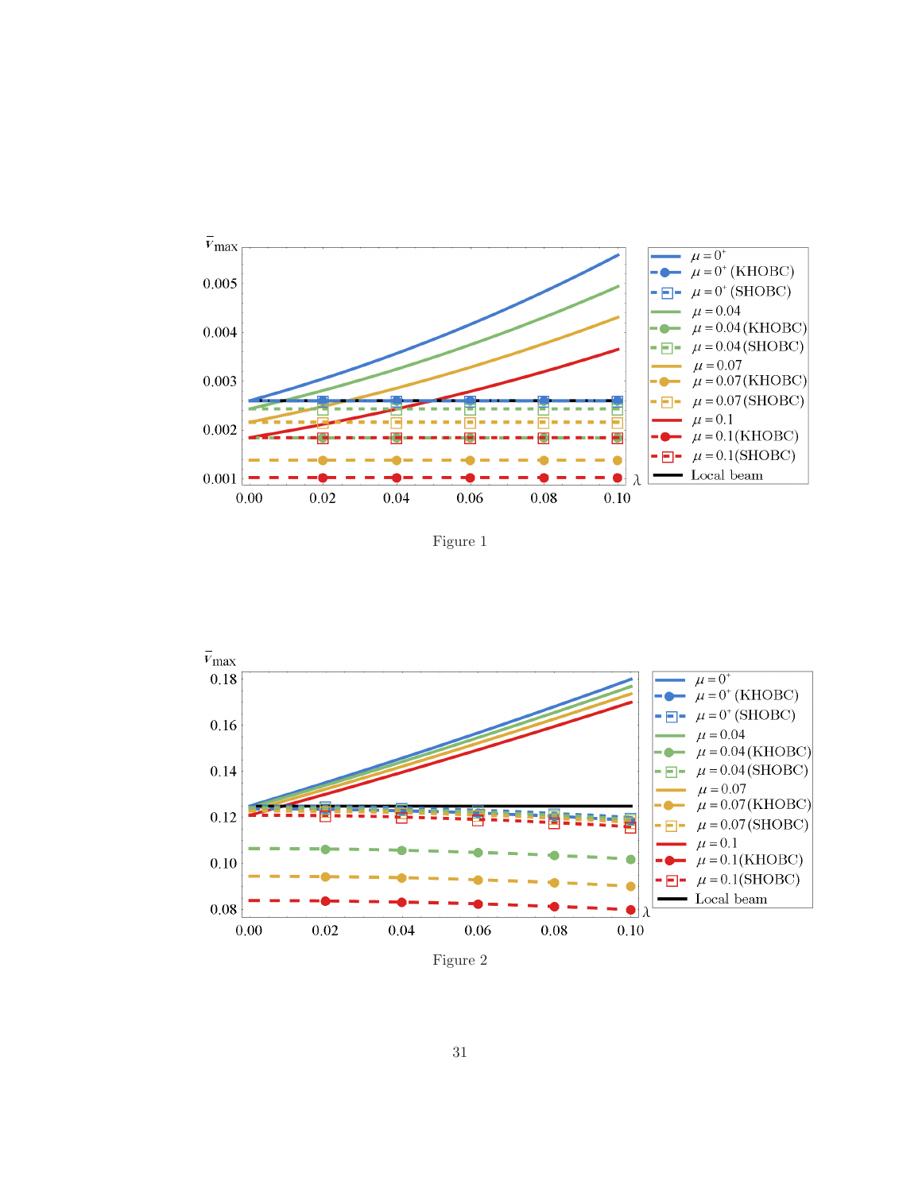Figure 1

Figure 2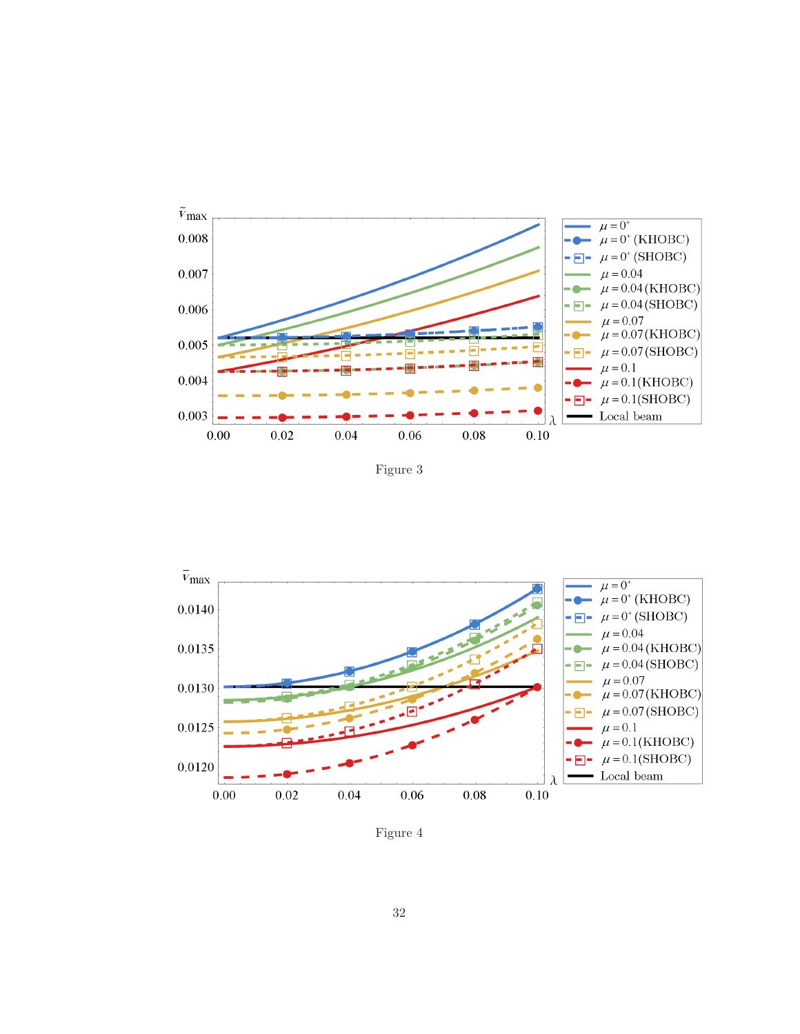$\tilde{v}_{\max}$

0.008

0.007

0.006

0.005

0.004

0.003

0.00 0.02 0.04 0.06 0.08 0.10 $\lambda$

$\mu = 0^{+}$

$\mu = 0^{+}$ (KHOBC)

$\mu = 0^{+}$ (SHOBC)

$\mu = 0.04$

$\mu = 0.04$ (KHOBC)

$\mu = 0.04$ (SHOBC)

$\mu = 0.07$

$\mu = 0.07$ (KHOBC)

$\mu = 0.07$ (SHOBC)

$\mu = 0.1$

$\mu = 0.1$ (KHOBC)

$\mu = 0.1$ (SHOBC)

Local beam

Figure 3

$\bar{v}_{\max}$

0.0140

0.0135

0.0130

0.0125

0.0120

0.00 0.02 0.04 0.06 0.08 0.10 $\lambda$

$\mu = 0^{+}$

$\mu = 0^{+}$ (KHOBC)

$\mu = 0^{+}$ (SHOBC)

$\mu = 0.04$

$\mu = 0.04$ (KHOBC)

$\mu = 0.04$ (SHOBC)

$\mu = 0.07$

$\mu = 0.07$ (KHOBC)

$\mu = 0.07$ (SHOBC)

$\mu = 0.1$

$\mu = 0.1$ (KHOBC)

$\mu = 0.1$ (SHOBC)

Local beam

Figure 4